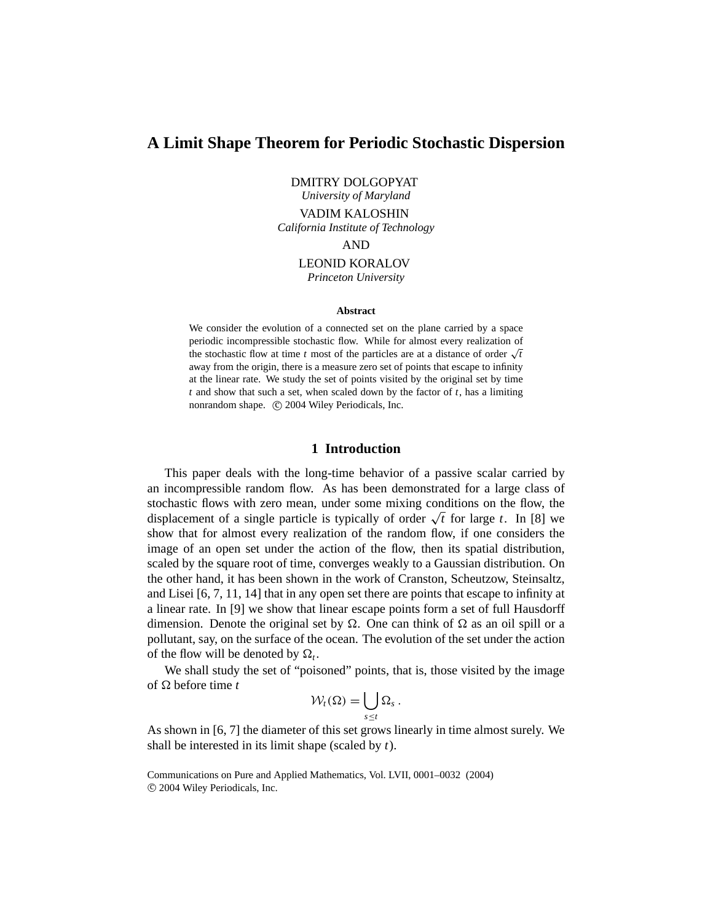# A Limit Shape Theorem for Periodic Stochastic Dispersion

DMITRY DOLGOPYAT
*University of Maryland*

VADIM KALOSHIN
*California Institute of Technology*

AND

LEONID KORALOV
*Princeton University*

**Abstract**

We consider the evolution of a connected set on the plane carried by a space periodic incompressible stochastic flow. While for almost every realization of the stochastic flow at time $t$ most of the particles are at a distance of order $\sqrt{t}$ away from the origin, there is a measure zero set of points that escape to infinity at the linear rate. We study the set of points visited by the original set by time $t$ and show that such a set, when scaled down by the factor of $t$, has a limiting nonrandom shape. © 2004 Wiley Periodicals, Inc.

## 1 Introduction

This paper deals with the long-time behavior of a passive scalar carried by an incompressible random flow. As has been demonstrated for a large class of stochastic flows with zero mean, under some mixing conditions on the flow, the displacement of a single particle is typically of order $\sqrt{t}$ for large $t$. In [8] we show that for almost every realization of the random flow, if one considers the image of an open set under the action of the flow, then its spatial distribution, scaled by the square root of time, converges weakly to a Gaussian distribution. On the other hand, it has been shown in the work of Cranston, Scheutzow, Steinsaltz, and Lisei [6, 7, 11, 14] that in any open set there are points that escape to infinity at a linear rate. In [9] we show that linear escape points form a set of full Hausdorff dimension. Denote the original set by $\Omega$. One can think of $\Omega$ as an oil spill or a pollutant, say, on the surface of the ocean. The evolution of the set under the action of the flow will be denoted by $\Omega_t$.

We shall study the set of "poisoned" points, that is, those visited by the image of $\Omega$ before time $t$

$$\mathcal{W}_t(\Omega) = \bigcup_{s \le t} \Omega_s \, .$$

As shown in [6, 7] the diameter of this set grows linearly in time almost surely. We shall be interested in its limit shape (scaled by $t$).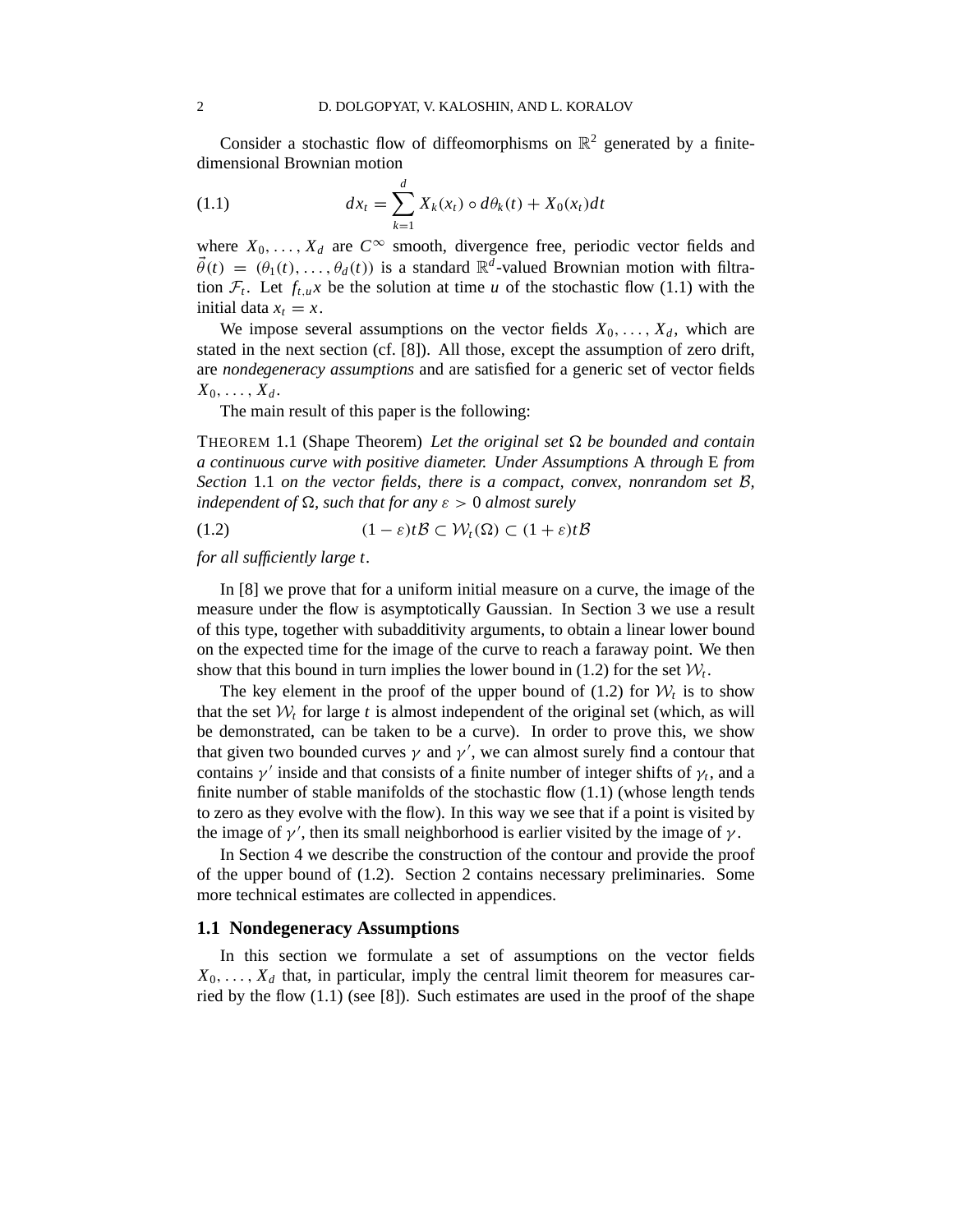Consider a stochastic flow of diffeomorphisms on $\mathbb{R}^2$ generated by a finite-dimensional Brownian motion

$$dx_t = \sum_{k=1}^{d} X_k(x_t) \circ d\theta_k(t) + X_0(x_t)dt \tag{1.1}$$

where $X_0, \ldots, X_d$ are $C^\infty$ smooth, divergence free, periodic vector fields and $\vec{\theta}(t) = (\theta_1(t), \ldots, \theta_d(t))$ is a standard $\mathbb{R}^d$-valued Brownian motion with filtration $\mathcal{F}_t$. Let $f_{t,u}x$ be the solution at time $u$ of the stochastic flow (1.1) with the initial data $x_t = x$.

We impose several assumptions on the vector fields $X_0, \ldots, X_d$, which are stated in the next section (cf. [8]). All those, except the assumption of zero drift, are *nondegeneracy assumptions* and are satisfied for a generic set of vector fields $X_0, \ldots, X_d$.

The main result of this paper is the following:

THEOREM 1.1 (Shape Theorem) *Let the original set $\Omega$ be bounded and contain a continuous curve with positive diameter. Under Assumptions* A *through* E *from Section* 1.1 *on the vector fields, there is a compact, convex, nonrandom set $\mathcal{B}$, independent of $\Omega$, such that for any $\varepsilon > 0$ almost surely*

$$(1-\varepsilon)t\mathcal{B} \subset \mathcal{W}_t(\Omega) \subset (1+\varepsilon)t\mathcal{B} \tag{1.2}$$

*for all sufficiently large $t$.*

In [8] we prove that for a uniform initial measure on a curve, the image of the measure under the flow is asymptotically Gaussian. In Section 3 we use a result of this type, together with subadditivity arguments, to obtain a linear lower bound on the expected time for the image of the curve to reach a faraway point. We then show that this bound in turn implies the lower bound in (1.2) for the set $\mathcal{W}_t$.

The key element in the proof of the upper bound of (1.2) for $\mathcal{W}_t$ is to show that the set $\mathcal{W}_t$ for large $t$ is almost independent of the original set (which, as will be demonstrated, can be taken to be a curve). In order to prove this, we show that given two bounded curves $\gamma$ and $\gamma'$, we can almost surely find a contour that contains $\gamma'$ inside and that consists of a finite number of integer shifts of $\gamma_t$, and a finite number of stable manifolds of the stochastic flow (1.1) (whose length tends to zero as they evolve with the flow). In this way we see that if a point is visited by the image of $\gamma'$, then its small neighborhood is earlier visited by the image of $\gamma$.

In Section 4 we describe the construction of the contour and provide the proof of the upper bound of (1.2). Section 2 contains necessary preliminaries. Some more technical estimates are collected in appendices.

## 1.1 Nondegeneracy Assumptions

In this section we formulate a set of assumptions on the vector fields $X_0, \ldots, X_d$ that, in particular, imply the central limit theorem for measures carried by the flow (1.1) (see [8]). Such estimates are used in the proof of the shape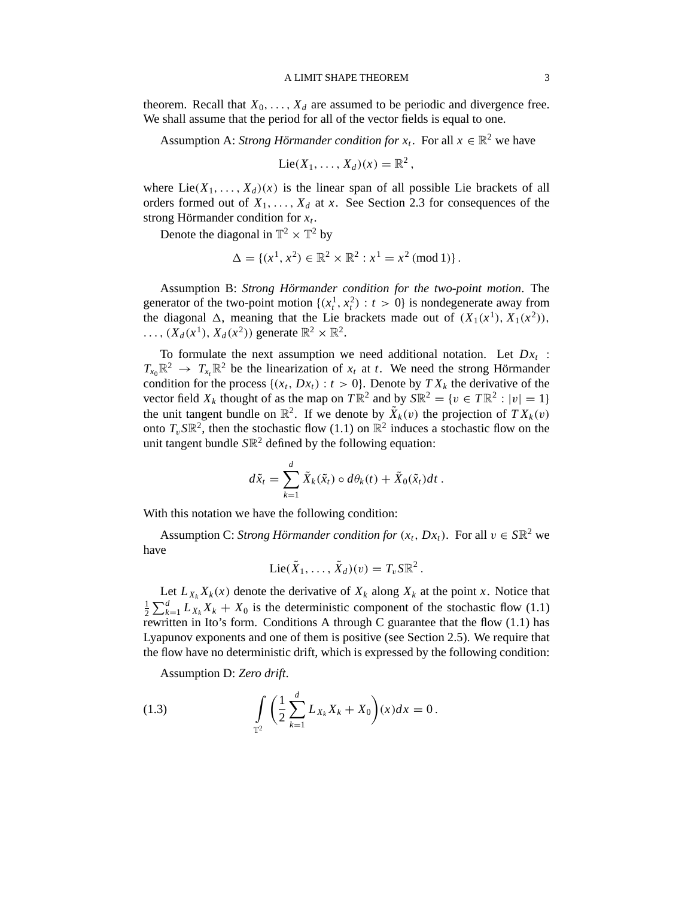theorem. Recall that $X_0, \dots, X_d$ are assumed to be periodic and divergence free. We shall assume that the period for all of the vector fields is equal to one.

Assumption A: *Strong Hörmander condition for $x_t$.* For all $x \in \mathbb{R}^2$ we have

$$\mathrm{Lie}(X_1, \dots, X_d)(x) = \mathbb{R}^2 ,$$

where $\mathrm{Lie}(X_1, \dots, X_d)(x)$ is the linear span of all possible Lie brackets of all orders formed out of $X_1, \dots, X_d$ at $x$. See Section 2.3 for consequences of the strong Hörmander condition for $x_t$.

Denote the diagonal in $\mathbb{T}^2 \times \mathbb{T}^2$ by

$$\Delta = \{(x^1, x^2) \in \mathbb{R}^2 \times \mathbb{R}^2 : x^1 = x^2 \ (\mathrm{mod}\ 1)\} .$$

Assumption B: *Strong Hörmander condition for the two-point motion.* The generator of the two-point motion $\{(x_t^1, x_t^2) : t > 0\}$ is nondegenerate away from the diagonal $\Delta$, meaning that the Lie brackets made out of $(X_1(x^1), X_1(x^2))$, $\dots, (X_d(x^1), X_d(x^2))$ generate $\mathbb{R}^2 \times \mathbb{R}^2$.

To formulate the next assumption we need additional notation. Let $Dx_t : T_{x_0}\mathbb{R}^2 \to T_{x_t}\mathbb{R}^2$ be the linearization of $x_t$ at $t$. We need the strong Hörmander condition for the process $\{(x_t, Dx_t) : t > 0\}$. Denote by $TX_k$ the derivative of the vector field $X_k$ thought of as the map on $T\mathbb{R}^2$ and by $S\mathbb{R}^2 = \{v \in T\mathbb{R}^2 : |v| = 1\}$ the unit tangent bundle on $\mathbb{R}^2$. If we denote by $\tilde{X}_k(v)$ the projection of $TX_k(v)$ onto $T_v S\mathbb{R}^2$, then the stochastic flow (1.1) on $\mathbb{R}^2$ induces a stochastic flow on the unit tangent bundle $S\mathbb{R}^2$ defined by the following equation:

$$d\tilde{x}_t = \sum_{k=1}^{d} \tilde{X}_k(\tilde{x}_t) \circ d\theta_k(t) + \tilde{X}_0(\tilde{x}_t) dt .$$

With this notation we have the following condition:

Assumption C: *Strong Hörmander condition for $(x_t, Dx_t)$.* For all $v \in S\mathbb{R}^2$ we have

$$\mathrm{Lie}(\tilde{X}_1, \dots, \tilde{X}_d)(v) = T_v S\mathbb{R}^2 .$$

Let $L_{X_k} X_k(x)$ denote the derivative of $X_k$ along $X_k$ at the point $x$. Notice that $\frac{1}{2}\sum_{k=1}^{d} L_{X_k} X_k + X_0$ is the deterministic component of the stochastic flow (1.1) rewritten in Ito's form. Conditions A through C guarantee that the flow (1.1) has Lyapunov exponents and one of them is positive (see Section 2.5). We require that the flow have no deterministic drift, which is expressed by the following condition:

Assumption D: *Zero drift.*

$$\int_{\mathbb{T}^2} \left( \frac{1}{2} \sum_{k=1}^{d} L_{X_k} X_k + X_0 \right)(x) dx = 0 . \tag{1.3}$$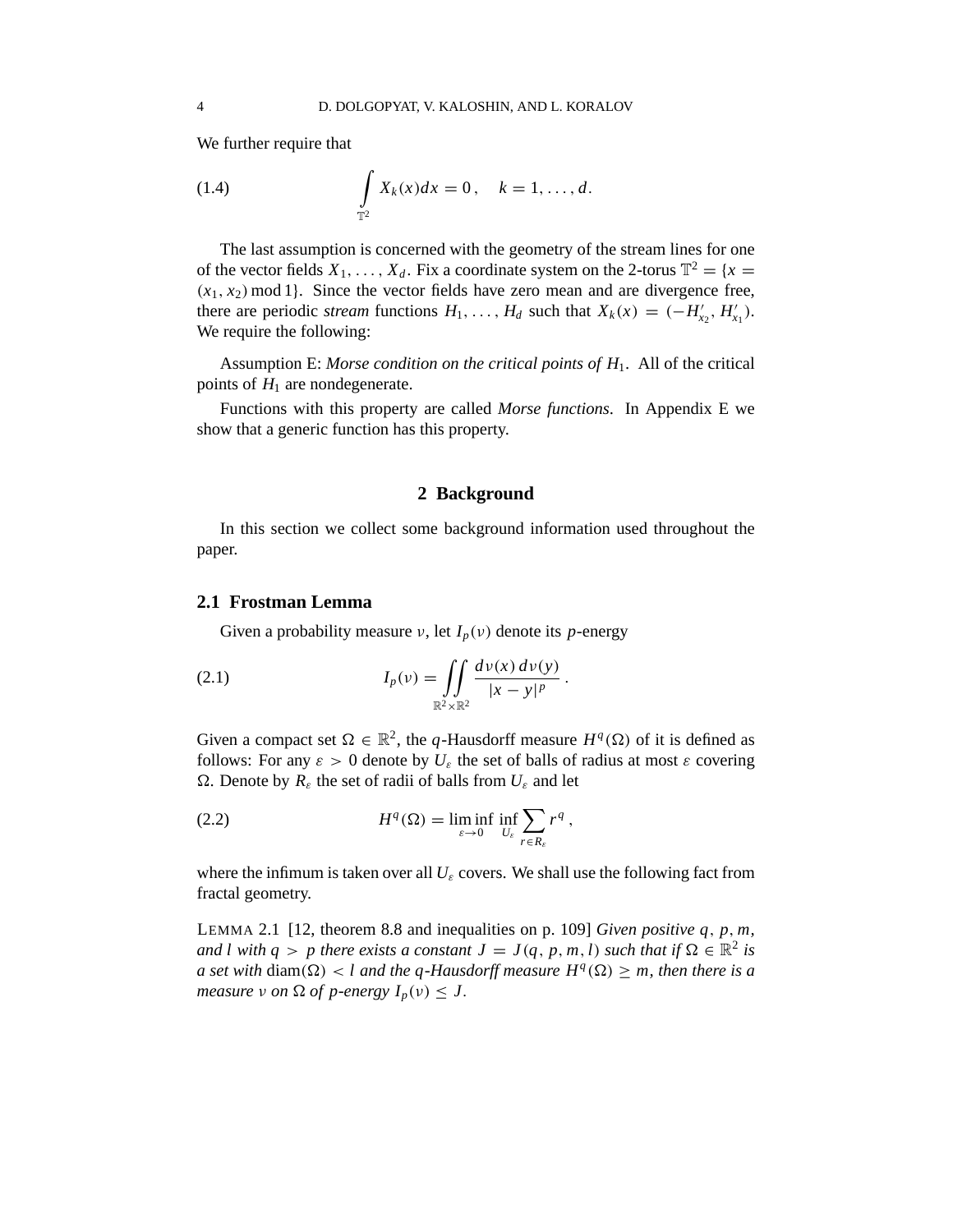We further require that

$$\int_{\mathbb{T}^2} X_k(x)dx = 0\,, \quad k = 1, \ldots, d. \tag{1.4}$$

The last assumption is concerned with the geometry of the stream lines for one of the vector fields $X_1, \ldots, X_d$. Fix a coordinate system on the 2-torus $\mathbb{T}^2 = \{x = (x_1, x_2) \bmod 1\}$. Since the vector fields have zero mean and are divergence free, there are periodic *stream* functions $H_1, \ldots, H_d$ such that $X_k(x) = (-H'_{x_2}, H'_{x_1})$. We require the following:

Assumption E: *Morse condition on the critical points of* $H_1$. All of the critical points of $H_1$ are nondegenerate.

Functions with this property are called *Morse functions*. In Appendix E we show that a generic function has this property.

## 2 Background

In this section we collect some background information used throughout the paper.

### 2.1 Frostman Lemma

Given a probability measure $\nu$, let $I_p(\nu)$ denote its $p$-energy

$$I_p(\nu) = \iint_{\mathbb{R}^2 \times \mathbb{R}^2} \frac{d\nu(x)\, d\nu(y)}{|x - y|^p}\,. \tag{2.1}$$

Given a compact set $\Omega \in \mathbb{R}^2$, the $q$-Hausdorff measure $H^q(\Omega)$ of it is defined as follows: For any $\varepsilon > 0$ denote by $U_\varepsilon$ the set of balls of radius at most $\varepsilon$ covering $\Omega$. Denote by $R_\varepsilon$ the set of radii of balls from $U_\varepsilon$ and let

$$H^q(\Omega) = \liminf_{\varepsilon \to 0} \inf_{U_\varepsilon} \sum_{r \in R_\varepsilon} r^q\,, \tag{2.2}$$

where the infimum is taken over all $U_\varepsilon$ covers. We shall use the following fact from fractal geometry.

LEMMA 2.1 [12, theorem 8.8 and inequalities on p. 109] *Given positive $q$, $p$, $m$, and $l$ with $q > p$ there exists a constant $J = J(q, p, m, l)$ such that if $\Omega \in \mathbb{R}^2$ is a set with* $\operatorname{diam}(\Omega) < l$ *and the $q$-Hausdorff measure $H^q(\Omega) \geq m$, then there is a measure $\nu$ on $\Omega$ of $p$-energy $I_p(\nu) \leq J$.*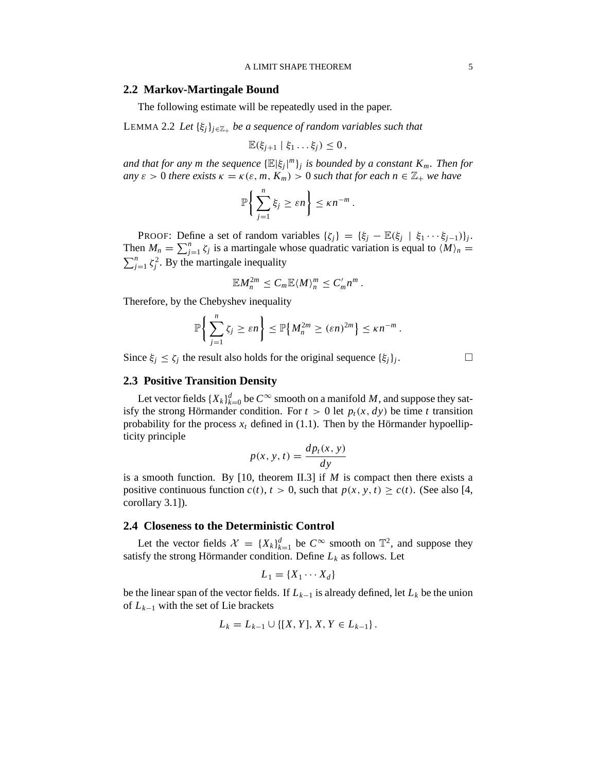## 2.2 Markov-Martingale Bound

The following estimate will be repeatedly used in the paper.

LEMMA 2.2 *Let $\{\xi_j\}_{j\in\mathbb{Z}_+}$ be a sequence of random variables such that*

$$\mathbb{E}(\xi_{j+1} \mid \xi_1 \ldots \xi_j) \le 0\,,$$

*and that for any $m$ the sequence $\{\mathbb{E}|\xi_j|^m\}_j$ is bounded by a constant $K_m$. Then for any $\varepsilon > 0$ there exists $\kappa = \kappa(\varepsilon, m, K_m) > 0$ such that for each $n \in \mathbb{Z}_+$ we have*

$$\mathbb{P}\left\{ \sum_{j=1}^{n} \xi_j \ge \varepsilon n \right\} \le \kappa n^{-m}\,.$$

PROOF: Define a set of random variables $\{\zeta_j\} = \{\xi_j - \mathbb{E}(\xi_j \mid \xi_1 \cdots \xi_{j-1})\}_j$. Then $M_n = \sum_{j=1}^n \zeta_j$ is a martingale whose quadratic variation is equal to $\langle M\rangle_n = \sum_{j=1}^n \zeta_j^2$. By the martingale inequality

$$\mathbb{E}M_n^{2m} \le C_m \mathbb{E}\langle M\rangle_n^m \le C_m' n^m\,.$$

Therefore, by the Chebyshev inequality

$$\mathbb{P}\left\{ \sum_{j=1}^{n} \zeta_j \ge \varepsilon n \right\} \le \mathbb{P}\left\{ M_n^{2m} \ge (\varepsilon n)^{2m} \right\} \le \kappa n^{-m}\,.$$

Since $\xi_j \le \zeta_j$ the result also holds for the original sequence $\{\xi_j\}_j$. □

## 2.3 Positive Transition Density

Let vector fields $\{X_k\}_{k=0}^d$ be $C^\infty$ smooth on a manifold $M$, and suppose they satisfy the strong Hörmander condition. For $t > 0$ let $p_t(x, dy)$ be time $t$ transition probability for the process $x_t$ defined in (1.1). Then by the Hörmander hypoellipticity principle

$$p(x, y, t) = \frac{dp_t(x, y)}{dy}$$

is a smooth function. By [10, theorem II.3] if $M$ is compact then there exists a positive continuous function $c(t)$, $t > 0$, such that $p(x, y, t) \ge c(t)$. (See also [4, corollary 3.1]).

## 2.4 Closeness to the Deterministic Control

Let the vector fields $\mathcal{X} = \{X_k\}_{k=1}^d$ be $C^\infty$ smooth on $\mathbb{T}^2$, and suppose they satisfy the strong Hörmander condition. Define $L_k$ as follows. Let

$$L_1 = \{X_1 \cdots X_d\}$$

be the linear span of the vector fields. If $L_{k-1}$ is already defined, let $L_k$ be the union of $L_{k-1}$ with the set of Lie brackets

$$L_k = L_{k-1} \cup \{[X, Y],\, X, Y \in L_{k-1}\}\,.$$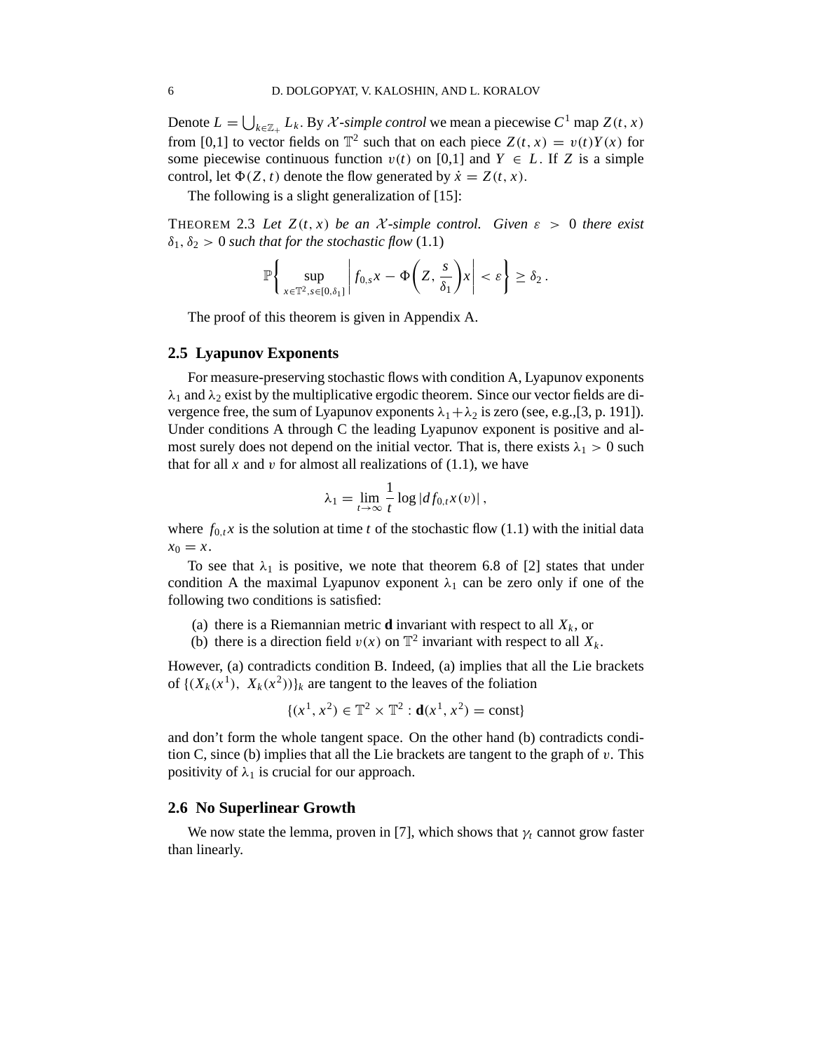Denote $L = \bigcup_{k \in \mathbb{Z}_+} L_k$. By *$\mathcal{X}$-simple control* we mean a piecewise $C^1$ map $Z(t,x)$ from [0,1] to vector fields on $\mathbb{T}^2$ such that on each piece $Z(t,x) = v(t)Y(x)$ for some piecewise continuous function $v(t)$ on [0,1] and $Y \in L$. If $Z$ is a simple control, let $\Phi(Z,t)$ denote the flow generated by $\dot{x} = Z(t,x)$.

The following is a slight generalization of [15]:

THEOREM 2.3 *Let $Z(t,x)$ be an $\mathcal{X}$-simple control. Given $\varepsilon > 0$ there exist $\delta_1, \delta_2 > 0$ such that for the stochastic flow* (1.1)

$$\mathbb{P}\left\{ \sup_{x \in \mathbb{T}^2, s \in [0,\delta_1]} \left| f_{0,s}x - \Phi\left(Z, \frac{s}{\delta_1}\right)x \right| < \varepsilon \right\} \geq \delta_2 \,.$$

The proof of this theorem is given in Appendix A.

## 2.5 Lyapunov Exponents

For measure-preserving stochastic flows with condition A, Lyapunov exponents $\lambda_1$ and $\lambda_2$ exist by the multiplicative ergodic theorem. Since our vector fields are divergence free, the sum of Lyapunov exponents $\lambda_1 + \lambda_2$ is zero (see, e.g.,[3, p. 191]). Under conditions A through C the leading Lyapunov exponent is positive and almost surely does not depend on the initial vector. That is, there exists $\lambda_1 > 0$ such that for all $x$ and $v$ for almost all realizations of (1.1), we have

$$\lambda_1 = \lim_{t \to \infty} \frac{1}{t} \log |df_{0,t}x(v)| \,,$$

where $f_{0,t}x$ is the solution at time $t$ of the stochastic flow (1.1) with the initial data $x_0 = x$.

To see that $\lambda_1$ is positive, we note that theorem 6.8 of [2] states that under condition A the maximal Lyapunov exponent $\lambda_1$ can be zero only if one of the following two conditions is satisfied:

(a) there is a Riemannian metric $\mathbf{d}$ invariant with respect to all $X_k$, or
(b) there is a direction field $v(x)$ on $\mathbb{T}^2$ invariant with respect to all $X_k$.

However, (a) contradicts condition B. Indeed, (a) implies that all the Lie brackets of $\{(X_k(x^1),\ X_k(x^2))\}_k$ are tangent to the leaves of the foliation

$$\{(x^1, x^2) \in \mathbb{T}^2 \times \mathbb{T}^2 : \mathbf{d}(x^1, x^2) = \text{const}\}$$

and don't form the whole tangent space. On the other hand (b) contradicts condition C, since (b) implies that all the Lie brackets are tangent to the graph of $v$. This positivity of $\lambda_1$ is crucial for our approach.

## 2.6 No Superlinear Growth

We now state the lemma, proven in [7], which shows that $\gamma_t$ cannot grow faster than linearly.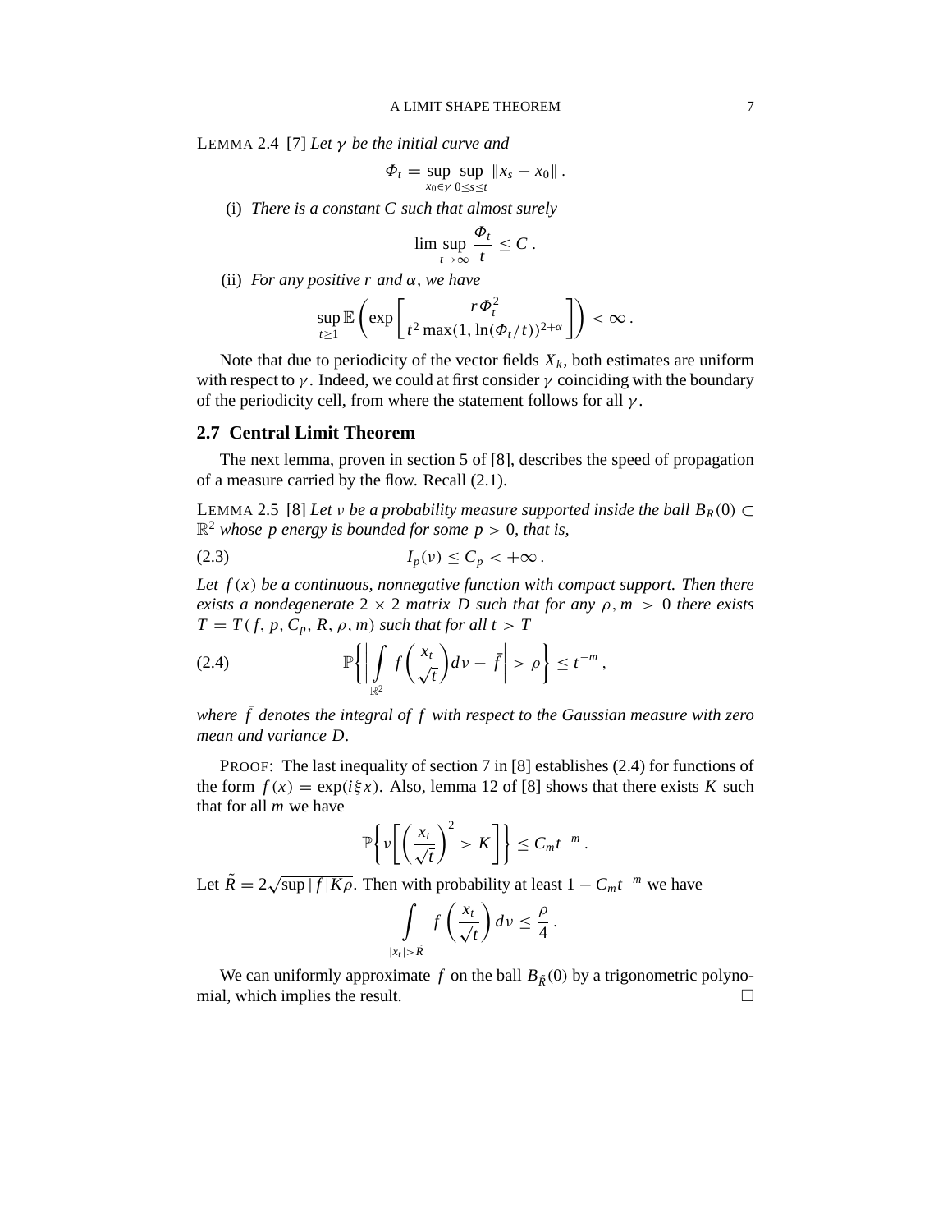LEMMA 2.4 [7] *Let $\gamma$ be the initial curve and*

$$\Phi_t = \sup_{x_0 \in \gamma} \sup_{0 \le s \le t} \|x_s - x_0\| .$$

(i) *There is a constant $C$ such that almost surely*

$$\limsup_{t \to \infty} \frac{\Phi_t}{t} \le C .$$

(ii) *For any positive $r$ and $\alpha$, we have*

$$\sup_{t \ge 1} \mathbb{E} \left( \exp \left[ \frac{r \Phi_t^2}{t^2 \max(1, \ln(\Phi_t / t))^{2+\alpha}} \right] \right) < \infty .$$

Note that due to periodicity of the vector fields $X_k$, both estimates are uniform with respect to $\gamma$. Indeed, we could at first consider $\gamma$ coinciding with the boundary of the periodicity cell, from where the statement follows for all $\gamma$.

## 2.7 Central Limit Theorem

The next lemma, proven in section 5 of [8], describes the speed of propagation of a measure carried by the flow. Recall (2.1).

LEMMA 2.5 [8] *Let $\nu$ be a probability measure supported inside the ball $B_R(0) \subset \mathbb{R}^2$ whose $p$ energy is bounded for some $p > 0$, that is,*

$$I_p(\nu) \le C_p < +\infty . \tag{2.3}$$

*Let $f(x)$ be a continuous, nonnegative function with compact support. Then there exists a nondegenerate $2 \times 2$ matrix $D$ such that for any $\rho, m > 0$ there exists $T = T(f, p, C_p, R, \rho, m)$ such that for all $t > T$*

$$\mathbb{P} \left\{ \left| \int_{\mathbb{R}^2} f\left( \frac{x_t}{\sqrt{t}} \right) d\nu - \bar{f} \right| > \rho \right\} \le t^{-m} , \tag{2.4}$$

*where $\bar{f}$ denotes the integral of $f$ with respect to the Gaussian measure with zero mean and variance $D$.*

PROOF: The last inequality of section 7 in [8] establishes (2.4) for functions of the form $f(x) = \exp(i\xi x)$. Also, lemma 12 of [8] shows that there exists $K$ such that for all $m$ we have

$$\mathbb{P} \left\{ \nu \left[ \left( \frac{x_t}{\sqrt{t}} \right)^2 > K \right] \right\} \le C_m t^{-m} .$$

Let $\tilde{R} = 2\sqrt{\sup |f| K \rho}$. Then with probability at least $1 - C_m t^{-m}$ we have

$$\int_{|x_t| > \tilde{R}} f\left( \frac{x_t}{\sqrt{t}} \right) d\nu \le \frac{\rho}{4} .$$

We can uniformly approximate $f$ on the ball $B_{\tilde{R}}(0)$ by a trigonometric polynomial, which implies the result. □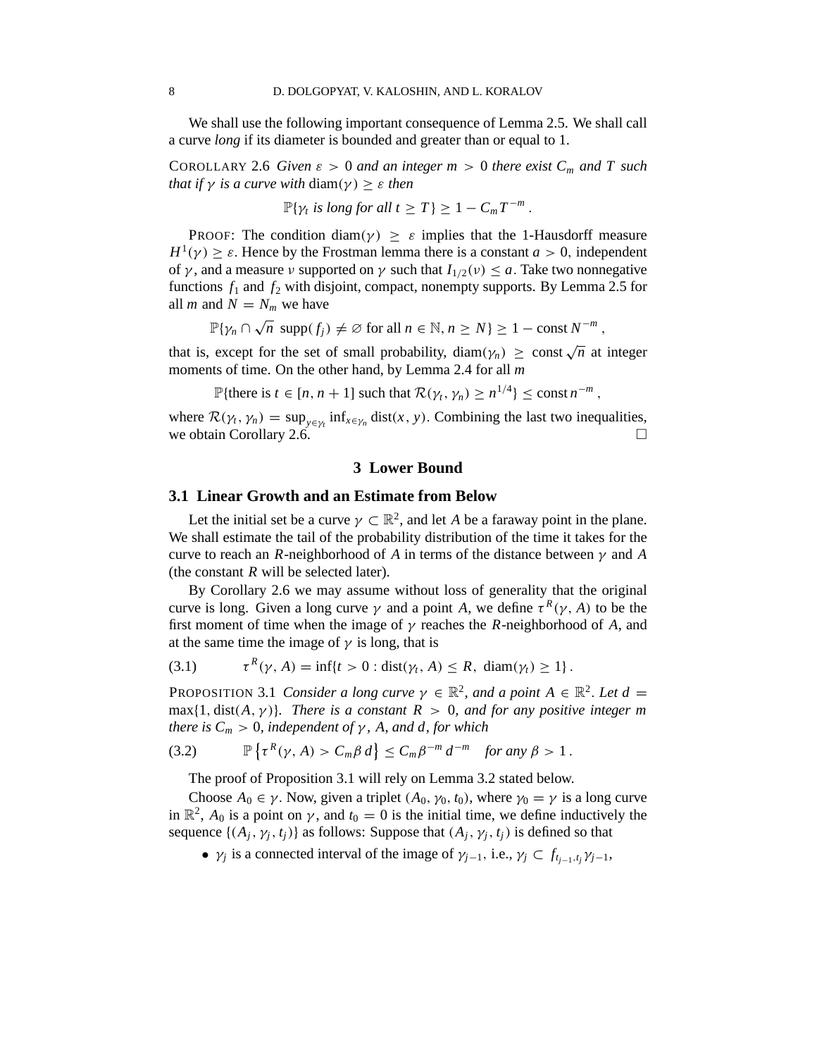We shall use the following important consequence of Lemma 2.5. We shall call a curve *long* if its diameter is bounded and greater than or equal to 1.

COROLLARY 2.6 *Given $\varepsilon > 0$ and an integer $m > 0$ there exist $C_m$ and $T$ such that if $\gamma$ is a curve with* $\mathrm{diam}(\gamma) \geq \varepsilon$ *then*

$$\mathbb{P}\{\gamma_t \text{ is long for all } t \geq T\} \geq 1 - C_m T^{-m} .$$

PROOF: The condition $\mathrm{diam}(\gamma) \geq \varepsilon$ implies that the 1-Hausdorff measure $H^1(\gamma) \geq \varepsilon$. Hence by the Frostman lemma there is a constant $a > 0$, independent of $\gamma$, and a measure $\nu$ supported on $\gamma$ such that $I_{1/2}(\nu) \leq a$. Take two nonnegative functions $f_1$ and $f_2$ with disjoint, compact, nonempty supports. By Lemma 2.5 for all $m$ and $N = N_m$ we have

$$\mathbb{P}\{\gamma_n \cap \sqrt{n}\ \mathrm{supp}(f_j) \neq \varnothing \text{ for all } n \in \mathbb{N}, n \geq N\} \geq 1 - \mathrm{const}\, N^{-m} ,$$

that is, except for the set of small probability, $\mathrm{diam}(\gamma_n) \geq \mathrm{const}\sqrt{n}$ at integer moments of time. On the other hand, by Lemma 2.4 for all $m$

$$\mathbb{P}\{\text{there is } t \in [n, n+1] \text{ such that } \mathcal{R}(\gamma_t, \gamma_n) \geq n^{1/4}\} \leq \mathrm{const}\, n^{-m} ,$$

where $\mathcal{R}(\gamma_t, \gamma_n) = \sup_{y \in \gamma_t} \inf_{x \in \gamma_n} \mathrm{dist}(x, y)$. Combining the last two inequalities, we obtain Corollary 2.6. □

# 3 Lower Bound

## 3.1 Linear Growth and an Estimate from Below

Let the initial set be a curve $\gamma \subset \mathbb{R}^2$, and let $A$ be a faraway point in the plane. We shall estimate the tail of the probability distribution of the time it takes for the curve to reach an $R$-neighborhood of $A$ in terms of the distance between $\gamma$ and $A$ (the constant $R$ will be selected later).

By Corollary 2.6 we may assume without loss of generality that the original curve is long. Given a long curve $\gamma$ and a point $A$, we define $\tau^R(\gamma, A)$ to be the first moment of time when the image of $\gamma$ reaches the $R$-neighborhood of $A$, and at the same time the image of $\gamma$ is long, that is

$$\tau^R(\gamma, A) = \inf\{t > 0 : \mathrm{dist}(\gamma_t, A) \leq R,\ \mathrm{diam}(\gamma_t) \geq 1\} . \tag{3.1}$$

PROPOSITION 3.1 *Consider a long curve $\gamma \in \mathbb{R}^2$, and a point $A \in \mathbb{R}^2$. Let $d = \max\{1, \mathrm{dist}(A, \gamma)\}$. There is a constant $R > 0$, and for any positive integer $m$ there is $C_m > 0$, independent of $\gamma$, $A$, and $d$, for which*

$$\mathbb{P}\left\{\tau^R(\gamma, A) > C_m \beta\, d\right\} \leq C_m \beta^{-m} d^{-m} \quad \text{for any } \beta > 1 . \tag{3.2}$$

The proof of Proposition 3.1 will rely on Lemma 3.2 stated below.

Choose $A_0 \in \gamma$. Now, given a triplet $(A_0, \gamma_0, t_0)$, where $\gamma_0 = \gamma$ is a long curve in $\mathbb{R}^2$, $A_0$ is a point on $\gamma$, and $t_0 = 0$ is the initial time, we define inductively the sequence $\{(A_j, \gamma_j, t_j)\}$ as follows: Suppose that $(A_j, \gamma_j, t_j)$ is defined so that

- $\gamma_j$ is a connected interval of the image of $\gamma_{j-1}$, i.e., $\gamma_j \subset f_{t_{j-1}, t_j} \gamma_{j-1}$,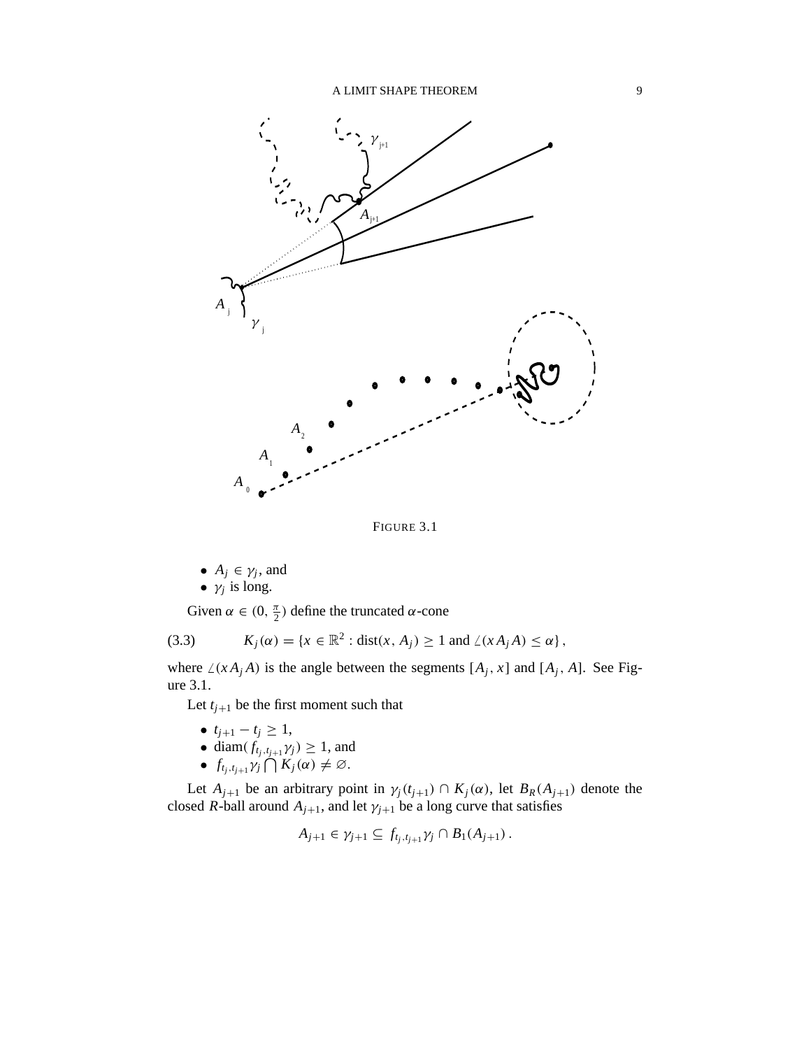FIGURE 3.1

- $A_j \in \gamma_j$, and
- $\gamma_j$ is long.

Given $\alpha \in (0, \frac{\pi}{2})$ define the truncated $\alpha$-cone

$$K_j(\alpha) = \{x \in \mathbb{R}^2 : \operatorname{dist}(x, A_j) \geq 1 \text{ and } \angle(x A_j A) \leq \alpha\}, \tag{3.3}$$

where $\angle(x A_j A)$ is the angle between the segments $[A_j, x]$ and $[A_j, A]$. See Figure 3.1.

Let $t_{j+1}$ be the first moment such that

- $t_{j+1} - t_j \geq 1$,
- $\operatorname{diam}(f_{t_j, t_{j+1}} \gamma_j) \geq 1$, and
- $f_{t_j, t_{j+1}} \gamma_j \bigcap K_j(\alpha) \neq \varnothing$.

Let $A_{j+1}$ be an arbitrary point in $\gamma_j(t_{j+1}) \cap K_j(\alpha)$, let $B_R(A_{j+1})$ denote the closed $R$-ball around $A_{j+1}$, and let $\gamma_{j+1}$ be a long curve that satisfies

$$A_{j+1} \in \gamma_{j+1} \subseteq f_{t_j, t_{j+1}} \gamma_j \cap B_1(A_{j+1}).$$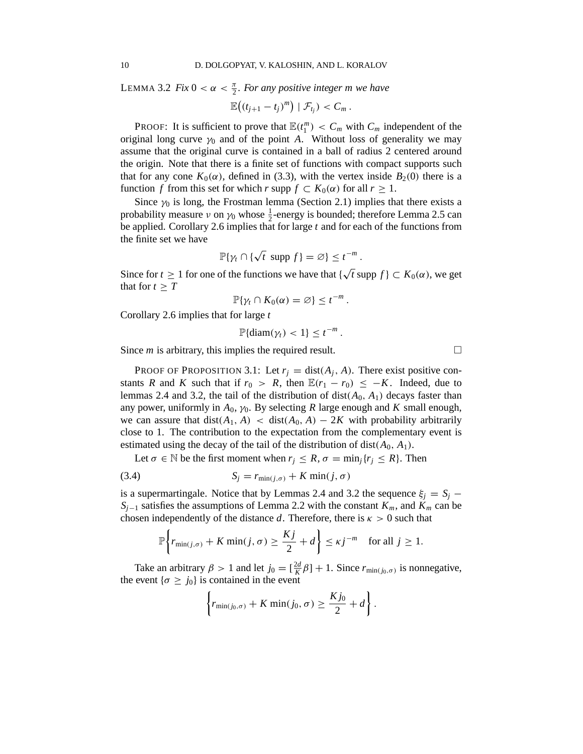**LEMMA 3.2** *Fix $0 < \alpha < \frac{\pi}{2}$. For any positive integer $m$ we have*

$$\mathbb{E}\big((t_{j+1} - t_j)^m\big) \mid \mathcal{F}_{t_j}) < C_m \,.$$

PROOF: It is sufficient to prove that $\mathbb{E}(t_1^m) < C_m$ with $C_m$ independent of the original long curve $\gamma_0$ and of the point $A$. Without loss of generality we may assume that the original curve is contained in a ball of radius 2 centered around the origin. Note that there is a finite set of functions with compact supports such that for any cone $K_0(\alpha)$, defined in (3.3), with the vertex inside $B_2(0)$ there is a function $f$ from this set for which $r$ supp $f \subset K_0(\alpha)$ for all $r \geq 1$.

Since $\gamma_0$ is long, the Frostman lemma (Section 2.1) implies that there exists a probability measure $\nu$ on $\gamma_0$ whose $\frac{1}{2}$-energy is bounded; therefore Lemma 2.5 can be applied. Corollary 2.6 implies that for large $t$ and for each of the functions from the finite set we have

$$\mathbb{P}\{\gamma_t \cap \{\sqrt{t} \text{ supp } f\} = \varnothing\} \leq t^{-m} \,.$$

Since for $t \geq 1$ for one of the functions we have that $\{\sqrt{t} \text{ supp } f\} \subset K_0(\alpha)$, we get that for $t \geq T$

$$\mathbb{P}\{\gamma_t \cap K_0(\alpha) = \varnothing\} \leq t^{-m} \,.$$

Corollary 2.6 implies that for large $t$

$$\mathbb{P}\{\operatorname{diam}(\gamma_t) < 1\} \leq t^{-m} \,.$$

Since $m$ is arbitrary, this implies the required result. $\square$

PROOF OF PROPOSITION 3.1: Let $r_j = \operatorname{dist}(A_j, A)$. There exist positive constants $R$ and $K$ such that if $r_0 > R$, then $\mathbb{E}(r_1 - r_0) \leq -K$. Indeed, due to lemmas 2.4 and 3.2, the tail of the distribution of $\operatorname{dist}(A_0, A_1)$ decays faster than any power, uniformly in $A_0, \gamma_0$. By selecting $R$ large enough and $K$ small enough, we can assure that $\operatorname{dist}(A_1, A) < \operatorname{dist}(A_0, A) - 2K$ with probability arbitrarily close to 1. The contribution to the expectation from the complementary event is estimated using the decay of the tail of the distribution of $\operatorname{dist}(A_0, A_1)$.

Let $\sigma \in \mathbb{N}$ be the first moment when $r_j \leq R$, $\sigma = \min_j\{r_j \leq R\}$. Then

$$S_j = r_{\min(j,\sigma)} + K \min(j, \sigma) \tag{3.4}$$

is a supermartingale. Notice that by Lemmas 2.4 and 3.2 the sequence $\xi_j = S_j - S_{j-1}$ satisfies the assumptions of Lemma 2.2 with the constant $K_m$, and $K_m$ can be chosen independently of the distance $d$. Therefore, there is $\kappa > 0$ such that

$$\mathbb{P}\left\{r_{\min(j,\sigma)} + K \min(j, \sigma) \geq \frac{Kj}{2} + d\right\} \leq \kappa j^{-m} \quad \text{for all } j \geq 1.$$

Take an arbitrary $\beta > 1$ and let $j_0 = [\frac{2d}{K}\beta] + 1$. Since $r_{\min(j_0,\sigma)}$ is nonnegative, the event $\{\sigma \geq j_0\}$ is contained in the event

$$\left\{r_{\min(j_0,\sigma)} + K \min(j_0, \sigma) \geq \frac{Kj_0}{2} + d\right\}.$$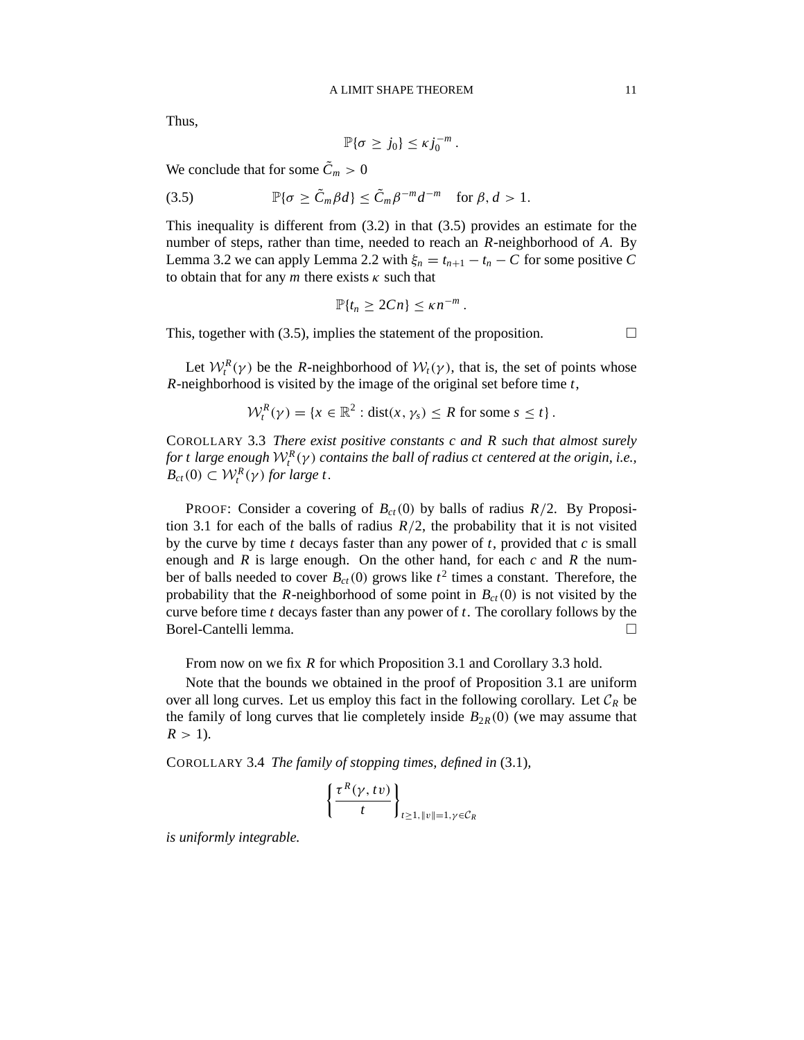Thus,

$$\mathbb{P}\{\sigma \geq j_0\} \leq \kappa j_0^{-m}\,.$$

We conclude that for some $\tilde{C}_m > 0$

$$\mathbb{P}\{\sigma \geq \tilde{C}_m \beta d\} \leq \tilde{C}_m \beta^{-m} d^{-m} \quad \text{for } \beta, d > 1. \tag{3.5}$$

This inequality is different from (3.2) in that (3.5) provides an estimate for the number of steps, rather than time, needed to reach an $R$-neighborhood of $A$. By Lemma 3.2 we can apply Lemma 2.2 with $\xi_n = t_{n+1} - t_n - C$ for some positive $C$ to obtain that for any $m$ there exists $\kappa$ such that

$$\mathbb{P}\{t_n \geq 2Cn\} \leq \kappa n^{-m}\,.$$

This, together with (3.5), implies the statement of the proposition. $\square$

Let $\mathcal{W}_t^R(\gamma)$ be the $R$-neighborhood of $\mathcal{W}_t(\gamma)$, that is, the set of points whose $R$-neighborhood is visited by the image of the original set before time $t$,

$$\mathcal{W}_t^R(\gamma) = \{x \in \mathbb{R}^2 : \operatorname{dist}(x, \gamma_s) \leq R \text{ for some } s \leq t\}\,.$$

COROLLARY 3.3 *There exist positive constants $c$ and $R$ such that almost surely for $t$ large enough $\mathcal{W}_t^R(\gamma)$ contains the ball of radius $ct$ centered at the origin, i.e., $B_{ct}(0) \subset \mathcal{W}_t^R(\gamma)$ for large $t$.*

PROOF: Consider a covering of $B_{ct}(0)$ by balls of radius $R/2$. By Proposition 3.1 for each of the balls of radius $R/2$, the probability that it is not visited by the curve by time $t$ decays faster than any power of $t$, provided that $c$ is small enough and $R$ is large enough. On the other hand, for each $c$ and $R$ the number of balls needed to cover $B_{ct}(0)$ grows like $t^2$ times a constant. Therefore, the probability that the $R$-neighborhood of some point in $B_{ct}(0)$ is not visited by the curve before time $t$ decays faster than any power of $t$. The corollary follows by the Borel-Cantelli lemma. $\square$

From now on we fix $R$ for which Proposition 3.1 and Corollary 3.3 hold.

Note that the bounds we obtained in the proof of Proposition 3.1 are uniform over all long curves. Let us employ this fact in the following corollary. Let $\mathcal{C}_R$ be the family of long curves that lie completely inside $B_{2R}(0)$ (we may assume that $R > 1$).

COROLLARY 3.4 *The family of stopping times, defined in* (3.1),

$$\left\{\frac{\tau^R(\gamma, tv)}{t}\right\}_{t \geq 1, \|v\|=1, \gamma \in \mathcal{C}_R}$$

*is uniformly integrable.*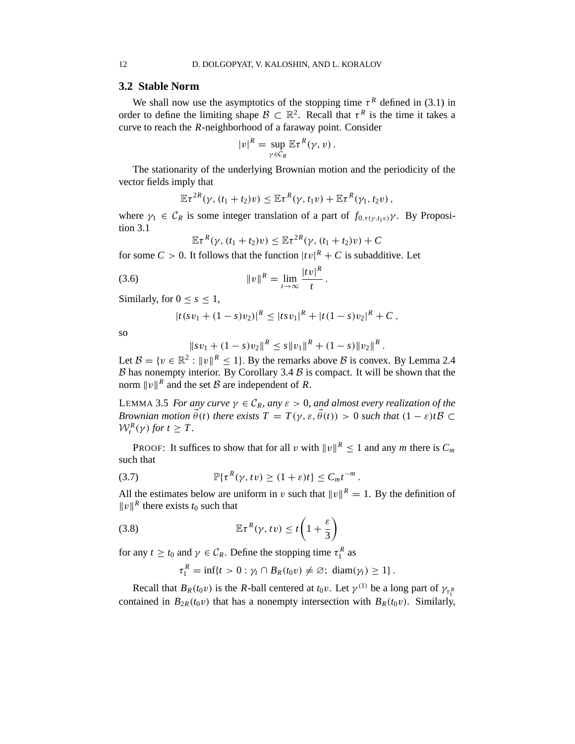### 3.2 Stable Norm

We shall now use the asymptotics of the stopping time $\tau^R$ defined in (3.1) in order to define the limiting shape $\mathcal{B} \subset \mathbb{R}^2$. Recall that $\tau^R$ is the time it takes a curve to reach the $R$-neighborhood of a faraway point. Consider

$$|v|^R = \sup_{\gamma \in \mathcal{C}_R} \mathbb{E}\tau^R(\gamma, v)\,.$$

The stationarity of the underlying Brownian motion and the periodicity of the vector fields imply that

$$\mathbb{E}\tau^{2R}(\gamma, (t_1+t_2)v) \le \mathbb{E}\tau^R(\gamma, t_1 v) + \mathbb{E}\tau^R(\gamma_1, t_2 v)\,,$$

where $\gamma_1 \in \mathcal{C}_R$ is some integer translation of a part of $f_{0,\tau(\gamma,t_1 v)}\gamma$. By Proposition 3.1

$$\mathbb{E}\tau^R(\gamma, (t_1+t_2)v) \le \mathbb{E}\tau^{2R}(\gamma, (t_1+t_2)v) + C$$

for some $C > 0$. It follows that the function $|tv|^R + C$ is subadditive. Let

$$\|v\|^R = \lim_{t\to\infty} \frac{|tv|^R}{t}\,. \tag{3.6}$$

Similarly, for $0 \le s \le 1$,

$$|t(sv_1 + (1-s)v_2)|^R \le |tsv_1|^R + |t(1-s)v_2|^R + C\,,$$

so

$$\|sv_1 + (1-s)v_2\|^R \le s\|v_1\|^R + (1-s)\|v_2\|^R\,.$$

Let $\mathcal{B} = \{v \in \mathbb{R}^2 : \|v\|^R \le 1\}$. By the remarks above $\mathcal{B}$ is convex. By Lemma 2.4 $\mathcal{B}$ has nonempty interior. By Corollary 3.4 $\mathcal{B}$ is compact. It will be shown that the norm $\|v\|^R$ and the set $\mathcal{B}$ are independent of $R$.

LEMMA 3.5 *For any curve $\gamma \in \mathcal{C}_R$, any $\varepsilon > 0$, and almost every realization of the Brownian motion $\vec{\theta}(t)$ there exists $T = T(\gamma, \varepsilon, \vec{\theta}(t)) > 0$ such that $(1-\varepsilon)t\mathcal{B} \subset \mathcal{W}_t^R(\gamma)$ for $t \ge T$.*

PROOF: It suffices to show that for all $v$ with $\|v\|^R \le 1$ and any $m$ there is $C_m$ such that

$$\mathbb{P}\{\tau^R(\gamma, tv) \ge (1+\varepsilon)t\} \le C_m t^{-m}\,. \tag{3.7}$$

All the estimates below are uniform in $v$ such that $\|v\|^R = 1$. By the definition of $\|v\|^R$ there exists $t_0$ such that

$$\mathbb{E}\tau^R(\gamma, tv) \le t\left(1 + \frac{\varepsilon}{3}\right) \tag{3.8}$$

for any $t \ge t_0$ and $\gamma \in \mathcal{C}_R$. Define the stopping time $\tau_1^R$ as

$$\tau_1^R = \inf\{t > 0 : \gamma_t \cap B_R(t_0 v) \ne \varnothing;\ \operatorname{diam}(\gamma_t) \ge 1\}\,.$$

Recall that $B_R(t_0 v)$ is the $R$-ball centered at $t_0 v$. Let $\gamma^{(1)}$ be a long part of $\gamma_{\tau_1^R}$ contained in $B_{2R}(t_0 v)$ that has a nonempty intersection with $B_R(t_0 v)$. Similarly,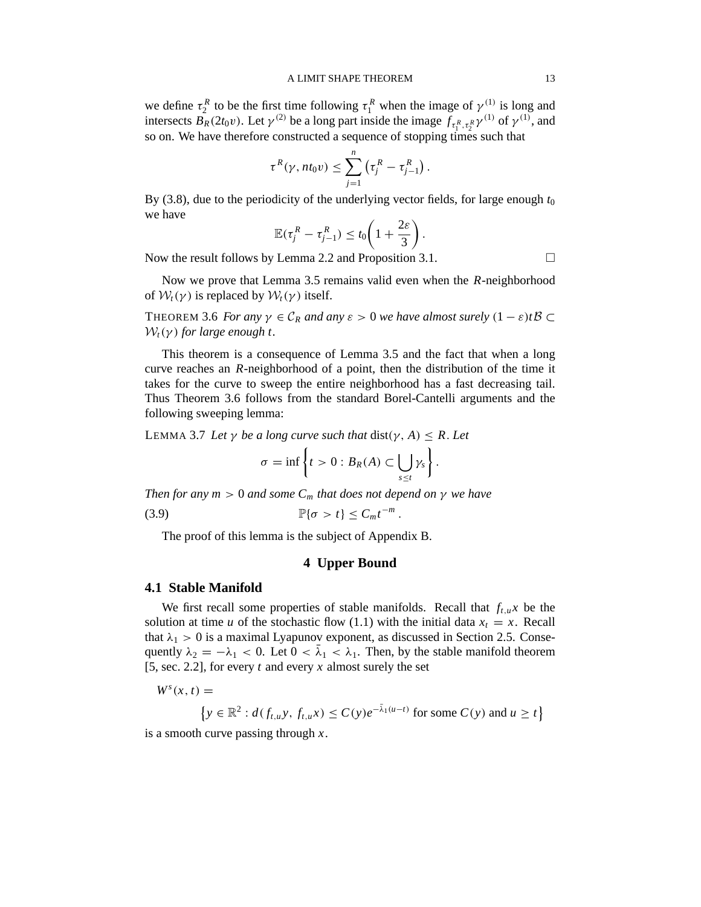we define $\tau_2^R$ to be the first time following $\tau_1^R$ when the image of $\gamma^{(1)}$ is long and intersects $B_R(2t_0 v)$. Let $\gamma^{(2)}$ be a long part inside the image $f_{\tau_1^R, \tau_2^R}\gamma^{(1)}$ of $\gamma^{(1)}$, and so on. We have therefore constructed a sequence of stopping times such that

$$\tau^R(\gamma, nt_0 v) \le \sum_{j=1}^{n} \left(\tau_j^R - \tau_{j-1}^R\right).$$

By (3.8), due to the periodicity of the underlying vector fields, for large enough $t_0$ we have

$$\mathbb{E}(\tau_j^R - \tau_{j-1}^R) \le t_0 \left(1 + \frac{2\varepsilon}{3}\right).$$

Now the result follows by Lemma 2.2 and Proposition 3.1. □

Now we prove that Lemma 3.5 remains valid even when the $R$-neighborhood of $\mathcal{W}_t(\gamma)$ is replaced by $\mathcal{W}_t(\gamma)$ itself.

THEOREM 3.6 *For any $\gamma \in \mathcal{C}_R$ and any $\varepsilon > 0$ we have almost surely $(1-\varepsilon)t\mathcal{B} \subset \mathcal{W}_t(\gamma)$ for large enough $t$.*

This theorem is a consequence of Lemma 3.5 and the fact that when a long curve reaches an $R$-neighborhood of a point, then the distribution of the time it takes for the curve to sweep the entire neighborhood has a fast decreasing tail. Thus Theorem 3.6 follows from the standard Borel-Cantelli arguments and the following sweeping lemma:

LEMMA 3.7 *Let $\gamma$ be a long curve such that $\operatorname{dist}(\gamma, A) \le R$. Let*

$$\sigma = \inf\left\{t > 0 : B_R(A) \subset \bigcup_{s \le t} \gamma_s\right\}.$$

*Then for any $m > 0$ and some $C_m$ that does not depend on $\gamma$ we have*

$$\mathbb{P}\{\sigma > t\} \le C_m t^{-m}. \tag{3.9}$$

The proof of this lemma is the subject of Appendix B.

# 4 Upper Bound

## 4.1 Stable Manifold

We first recall some properties of stable manifolds. Recall that $f_{t,u}x$ be the solution at time $u$ of the stochastic flow (1.1) with the initial data $x_t = x$. Recall that $\lambda_1 > 0$ is a maximal Lyapunov exponent, as discussed in Section 2.5. Consequently $\lambda_2 = -\lambda_1 < 0$. Let $0 < \bar{\lambda}_1 < \lambda_1$. Then, by the stable manifold theorem [5, sec. 2.2], for every $t$ and every $x$ almost surely the set

$$W^s(x,t) = \left\{y \in \mathbb{R}^2 : d(f_{t,u}y,\, f_{t,u}x) \le C(y)e^{-\bar{\lambda}_1(u-t)} \text{ for some } C(y) \text{ and } u \ge t\right\}$$

is a smooth curve passing through $x$.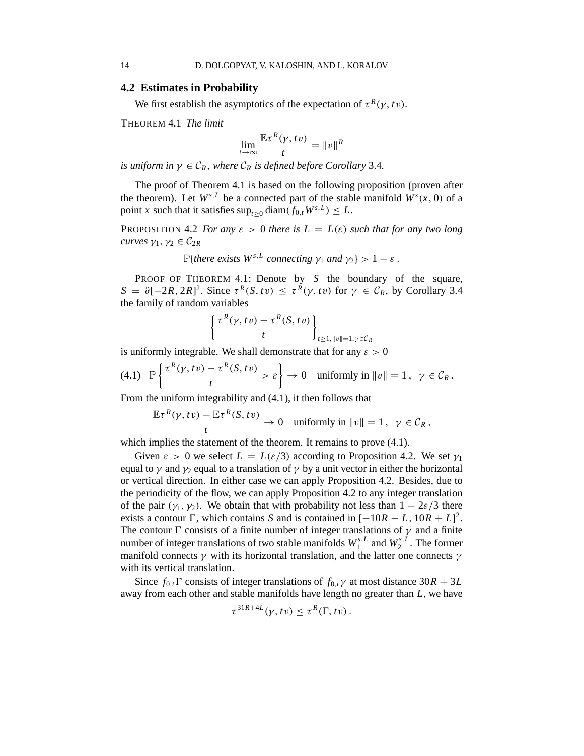## 4.2 Estimates in Probability

We first establish the asymptotics of the expectation of $\tau^R(\gamma, tv)$.

THEOREM 4.1 *The limit*

$$\lim_{t\to\infty} \frac{\mathbb{E}\tau^R(\gamma, tv)}{t} = \|v\|^R$$

*is uniform in* $\gamma \in \mathcal{C}_R$, *where* $\mathcal{C}_R$ *is defined before Corollary* 3.4.

The proof of Theorem 4.1 is based on the following proposition (proven after the theorem). Let $W^{s,L}$ be a connected part of the stable manifold $W^s(x, 0)$ of a point $x$ such that it satisfies $\sup_{t\geq 0} \operatorname{diam}(f_{0,t}W^{s,L}) \leq L$.

PROPOSITION 4.2 *For any* $\varepsilon > 0$ *there is* $L = L(\varepsilon)$ *such that for any two long curves* $\gamma_1, \gamma_2 \in \mathcal{C}_{2R}$

$$\mathbb{P}\{\text{there exists } W^{s,L} \text{ connecting } \gamma_1 \text{ and } \gamma_2\} > 1 - \varepsilon\,.$$

PROOF OF THEOREM 4.1: Denote by $S$ the boundary of the square, $S = \partial[-2R, 2R]^2$. Since $\tau^R(S, tv) \leq \tau^R(\gamma, tv)$ for $\gamma \in \mathcal{C}_R$, by Corollary 3.4 the family of random variables

$$\left\{\frac{\tau^R(\gamma, tv) - \tau^R(S, tv)}{t}\right\}_{t\geq 1, \|v\|=1, \gamma\in\mathcal{C}_R}$$

is uniformly integrable. We shall demonstrate that for any $\varepsilon > 0$

$$\mathbb{P}\left\{\frac{\tau^R(\gamma, tv) - \tau^R(S, tv)}{t} > \varepsilon\right\} \to 0 \quad \text{uniformly in } \|v\| = 1\,, \ \ \gamma \in \mathcal{C}_R\,. \tag{4.1}$$

From the uniform integrability and (4.1), it then follows that

$$\frac{\mathbb{E}\tau^R(\gamma, tv) - \mathbb{E}\tau^R(S, tv)}{t} \to 0 \quad \text{uniformly in } \|v\| = 1\,, \ \ \gamma \in \mathcal{C}_R\,,$$

which implies the statement of the theorem. It remains to prove (4.1).

Given $\varepsilon > 0$ we select $L = L(\varepsilon/3)$ according to Proposition 4.2. We set $\gamma_1$ equal to $\gamma$ and $\gamma_2$ equal to a translation of $\gamma$ by a unit vector in either the horizontal or vertical direction. In either case we can apply Proposition 4.2. Besides, due to the periodicity of the flow, we can apply Proposition 4.2 to any integer translation of the pair $(\gamma_1, \gamma_2)$. We obtain that with probability not less than $1 - 2\varepsilon/3$ there exists a contour $\Gamma$, which contains $S$ and is contained in $[-10R - L, 10R + L]^2$. The contour $\Gamma$ consists of a finite number of integer translations of $\gamma$ and a finite number of integer translations of two stable manifolds $W_1^{s,L}$ and $W_2^{s,L}$. The former manifold connects $\gamma$ with its horizontal translation, and the latter one connects $\gamma$ with its vertical translation.

Since $f_{0,t}\Gamma$ consists of integer translations of $f_{0,t}\gamma$ at most distance $30R + 3L$ away from each other and stable manifolds have length no greater than $L$, we have

$$\tau^{31R+4L}(\gamma, tv) \leq \tau^R(\Gamma, tv)\,.$$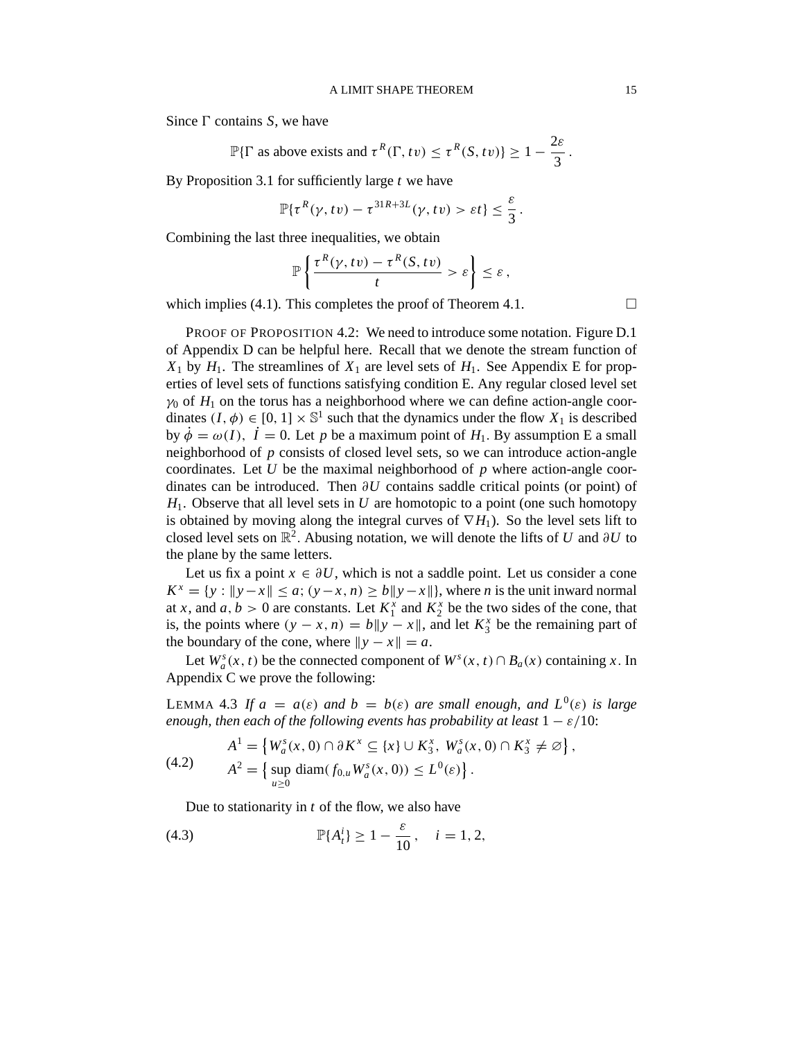Since $\Gamma$ contains $S$, we have

$$\mathbb{P}\{\Gamma \text{ as above exists and } \tau^R(\Gamma, tv) \leq \tau^R(S, tv)\} \geq 1 - \frac{2\varepsilon}{3}\,.$$

By Proposition 3.1 for sufficiently large $t$ we have

$$\mathbb{P}\{\tau^R(\gamma, tv) - \tau^{31R+3L}(\gamma, tv) > \varepsilon t\} \leq \frac{\varepsilon}{3}\,.$$

Combining the last three inequalities, we obtain

$$\mathbb{P}\left\{\frac{\tau^R(\gamma, tv) - \tau^R(S, tv)}{t} > \varepsilon\right\} \leq \varepsilon\,,$$

which implies (4.1). This completes the proof of Theorem 4.1. □

PROOF OF PROPOSITION 4.2: We need to introduce some notation. Figure D.1 of Appendix D can be helpful here. Recall that we denote the stream function of $X_1$ by $H_1$. The streamlines of $X_1$ are level sets of $H_1$. See Appendix E for properties of level sets of functions satisfying condition E. Any regular closed level set $\gamma_0$ of $H_1$ on the torus has a neighborhood where we can define action-angle coordinates $(I, \phi) \in [0, 1] \times \mathbb{S}^1$ such that the dynamics under the flow $X_1$ is described by $\dot{\phi} = \omega(I),\ \dot{I} = 0$. Let $p$ be a maximum point of $H_1$. By assumption E a small neighborhood of $p$ consists of closed level sets, so we can introduce action-angle coordinates. Let $U$ be the maximal neighborhood of $p$ where action-angle coordinates can be introduced. Then $\partial U$ contains saddle critical points (or point) of $H_1$. Observe that all level sets in $U$ are homotopic to a point (one such homotopy is obtained by moving along the integral curves of $\nabla H_1$). So the level sets lift to closed level sets on $\mathbb{R}^2$. Abusing notation, we will denote the lifts of $U$ and $\partial U$ to the plane by the same letters.

Let us fix a point $x \in \partial U$, which is not a saddle point. Let us consider a cone $K^x = \{y : \|y - x\| \leq a;\ (y - x, n) \geq b\|y - x\|\}$, where $n$ is the unit inward normal at $x$, and $a, b > 0$ are constants. Let $K_1^x$ and $K_2^x$ be the two sides of the cone, that is, the points where $(y - x, n) = b\|y - x\|$, and let $K_3^x$ be the remaining part of the boundary of the cone, where $\|y - x\| = a$.

Let $W_a^s(x, t)$ be the connected component of $W^s(x, t) \cap B_a(x)$ containing $x$. In Appendix C we prove the following:

LEMMA 4.3 *If $a = a(\varepsilon)$ and $b = b(\varepsilon)$ are small enough, and $L^0(\varepsilon)$ is large enough, then each of the following events has probability at least $1 - \varepsilon/10$:*

$$\begin{aligned} A^1 &= \left\{W_a^s(x, 0) \cap \partial K^x \subseteq \{x\} \cup K_3^x,\ W_a^s(x, 0) \cap K_3^x \neq \varnothing\right\}, \\ A^2 &= \left\{\sup_{u \geq 0} \operatorname{diam}(f_{0,u} W_a^s(x, 0)) \leq L^0(\varepsilon)\right\}. \end{aligned} \tag{4.2}$$

Due to stationarity in $t$ of the flow, we also have

$$\mathbb{P}\{A_t^i\} \geq 1 - \frac{\varepsilon}{10}\,, \quad i = 1, 2, \tag{4.3}$$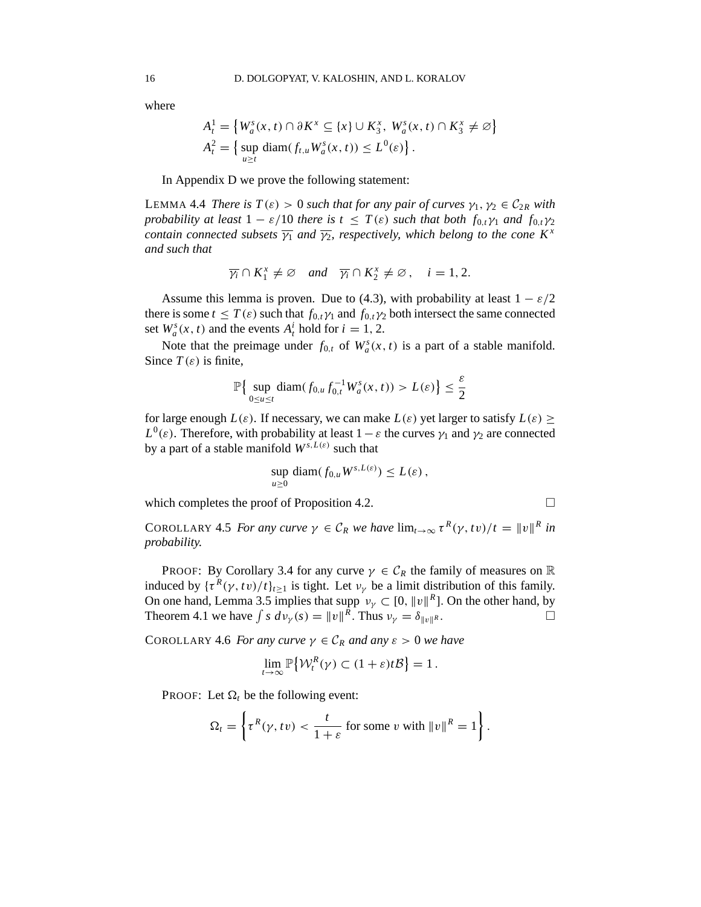where

$$A_t^1 = \left\{ W_a^s(x,t) \cap \partial K^x \subseteq \{x\} \cup K_3^x,\ W_a^s(x,t) \cap K_3^x \neq \varnothing \right\}$$
$$A_t^2 = \left\{ \sup_{u \geq t} \operatorname{diam}(f_{t,u} W_a^s(x,t)) \leq L^0(\varepsilon) \right\}.$$

In Appendix D we prove the following statement:

LEMMA 4.4 *There is $T(\varepsilon) > 0$ such that for any pair of curves $\gamma_1, \gamma_2 \in \mathcal{C}_{2R}$ with probability at least $1 - \varepsilon/10$ there is $t \leq T(\varepsilon)$ such that both $f_{0,t}\gamma_1$ and $f_{0,t}\gamma_2$ contain connected subsets $\overline{\gamma_1}$ and $\overline{\gamma_2}$, respectively, which belong to the cone $K^x$ and such that*

$$\overline{\gamma_i} \cap K_1^x \neq \varnothing \quad \text{and} \quad \overline{\gamma_i} \cap K_2^x \neq \varnothing\,, \quad i = 1, 2.$$

Assume this lemma is proven. Due to (4.3), with probability at least $1 - \varepsilon/2$ there is some $t \leq T(\varepsilon)$ such that $f_{0,t}\gamma_1$ and $f_{0,t}\gamma_2$ both intersect the same connected set $W_a^s(x,t)$ and the events $A_t^i$ hold for $i = 1, 2$.

Note that the preimage under $f_{0,t}$ of $W_a^s(x,t)$ is a part of a stable manifold. Since $T(\varepsilon)$ is finite,

$$\mathbb{P}\left\{ \sup_{0 \leq u \leq t} \operatorname{diam}(f_{0,u} f_{0,t}^{-1} W_a^s(x,t)) > L(\varepsilon) \right\} \leq \frac{\varepsilon}{2}$$

for large enough $L(\varepsilon)$. If necessary, we can make $L(\varepsilon)$ yet larger to satisfy $L(\varepsilon) \geq L^0(\varepsilon)$. Therefore, with probability at least $1 - \varepsilon$ the curves $\gamma_1$ and $\gamma_2$ are connected by a part of a stable manifold $W^{s,L(\varepsilon)}$ such that

$$\sup_{u \geq 0} \operatorname{diam}(f_{0,u} W^{s,L(\varepsilon)}) \leq L(\varepsilon)\,,$$

which completes the proof of Proposition 4.2. □

COROLLARY 4.5 *For any curve $\gamma \in \mathcal{C}_R$ we have $\lim_{t\to\infty} \tau^R(\gamma, tv)/t = \|v\|^R$ in probability.*

PROOF: By Corollary 3.4 for any curve $\gamma \in \mathcal{C}_R$ the family of measures on $\mathbb{R}$ induced by $\{\tau^R(\gamma, tv)/t\}_{t\geq 1}$ is tight. Let $\nu_\gamma$ be a limit distribution of this family. On one hand, Lemma 3.5 implies that supp $\nu_\gamma \subset [0, \|v\|^R]$. On the other hand, by Theorem 4.1 we have $\int s\, d\nu_\gamma(s) = \|v\|^R$. Thus $\nu_\gamma = \delta_{\|v\|^R}$. □

COROLLARY 4.6 *For any curve $\gamma \in \mathcal{C}_R$ and any $\varepsilon > 0$ we have*

$$\lim_{t\to\infty} \mathbb{P}\left\{ \mathcal{W}_t^R(\gamma) \subset (1+\varepsilon)t\mathcal{B} \right\} = 1\,.$$

PROOF: Let $\Omega_t$ be the following event:

$$\Omega_t = \left\{ \tau^R(\gamma, tv) < \frac{t}{1+\varepsilon} \text{ for some } v \text{ with } \|v\|^R = 1 \right\}.$$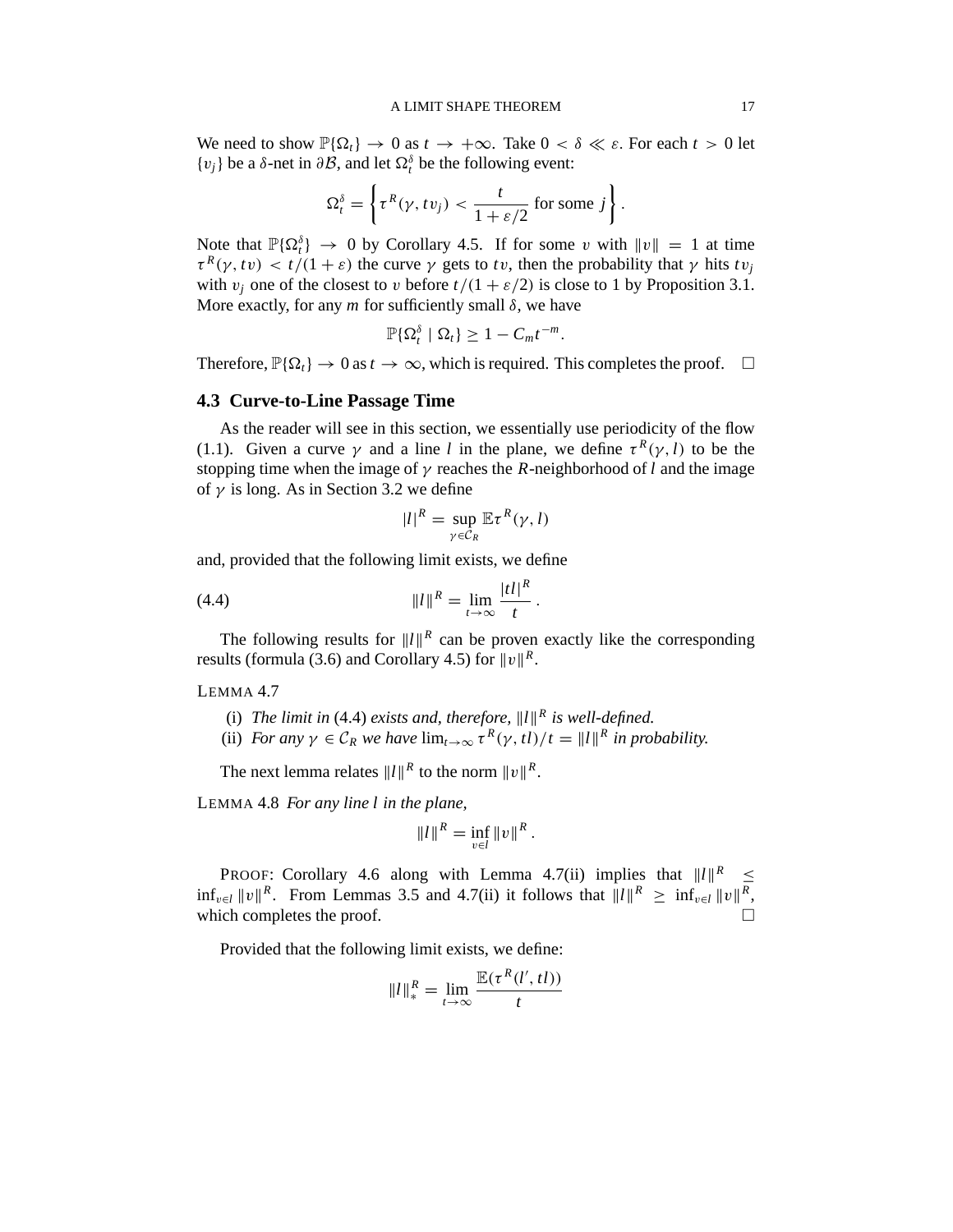We need to show $\mathbb{P}\{\Omega_t\} \to 0$ as $t \to +\infty$. Take $0 < \delta \ll \varepsilon$. For each $t > 0$ let $\{v_j\}$ be a $\delta$-net in $\partial\mathcal{B}$, and let $\Omega_t^\delta$ be the following event:

$$\Omega_t^\delta = \left\{ \tau^R(\gamma, tv_j) < \frac{t}{1+\varepsilon/2} \text{ for some } j \right\}.$$

Note that $\mathbb{P}\{\Omega_t^\delta\} \to 0$ by Corollary 4.5. If for some $v$ with $\|v\| = 1$ at time $\tau^R(\gamma, tv) < t/(1+\varepsilon)$ the curve $\gamma$ gets to $tv$, then the probability that $\gamma$ hits $tv_j$ with $v_j$ one of the closest to $v$ before $t/(1+\varepsilon/2)$ is close to 1 by Proposition 3.1. More exactly, for any $m$ for sufficiently small $\delta$, we have

$$\mathbb{P}\{\Omega_t^\delta \mid \Omega_t\} \geq 1 - C_m t^{-m}.$$

Therefore, $\mathbb{P}\{\Omega_t\} \to 0$ as $t \to \infty$, which is required. This completes the proof. □

### 4.3 Curve-to-Line Passage Time

As the reader will see in this section, we essentially use periodicity of the flow (1.1). Given a curve $\gamma$ and a line $l$ in the plane, we define $\tau^R(\gamma, l)$ to be the stopping time when the image of $\gamma$ reaches the $R$-neighborhood of $l$ and the image of $\gamma$ is long. As in Section 3.2 we define

$$|l|^R = \sup_{\gamma \in \mathcal{C}_R} \mathbb{E}\tau^R(\gamma, l)$$

and, provided that the following limit exists, we define

$$\|l\|^R = \lim_{t\to\infty} \frac{|tl|^R}{t}. \tag{4.4}$$

The following results for $\|l\|^R$ can be proven exactly like the corresponding results (formula (3.6) and Corollary 4.5) for $\|v\|^R$.

LEMMA 4.7

(i) *The limit in* (4.4) *exists and, therefore,* $\|l\|^R$ *is well-defined.*
(ii) *For any* $\gamma \in \mathcal{C}_R$ *we have* $\lim_{t\to\infty} \tau^R(\gamma, tl)/t = \|l\|^R$ *in probability.*

The next lemma relates $\|l\|^R$ to the norm $\|v\|^R$.

LEMMA 4.8 *For any line* $l$ *in the plane,*

$$\|l\|^R = \inf_{v \in l} \|v\|^R.$$

PROOF: Corollary 4.6 along with Lemma 4.7(ii) implies that $\|l\|^R \leq \inf_{v\in l} \|v\|^R$. From Lemmas 3.5 and 4.7(ii) it follows that $\|l\|^R \geq \inf_{v\in l} \|v\|^R$, which completes the proof. □

Provided that the following limit exists, we define:

$$\|l\|_*^R = \lim_{t\to\infty} \frac{\mathbb{E}(\tau^R(l', tl))}{t}$$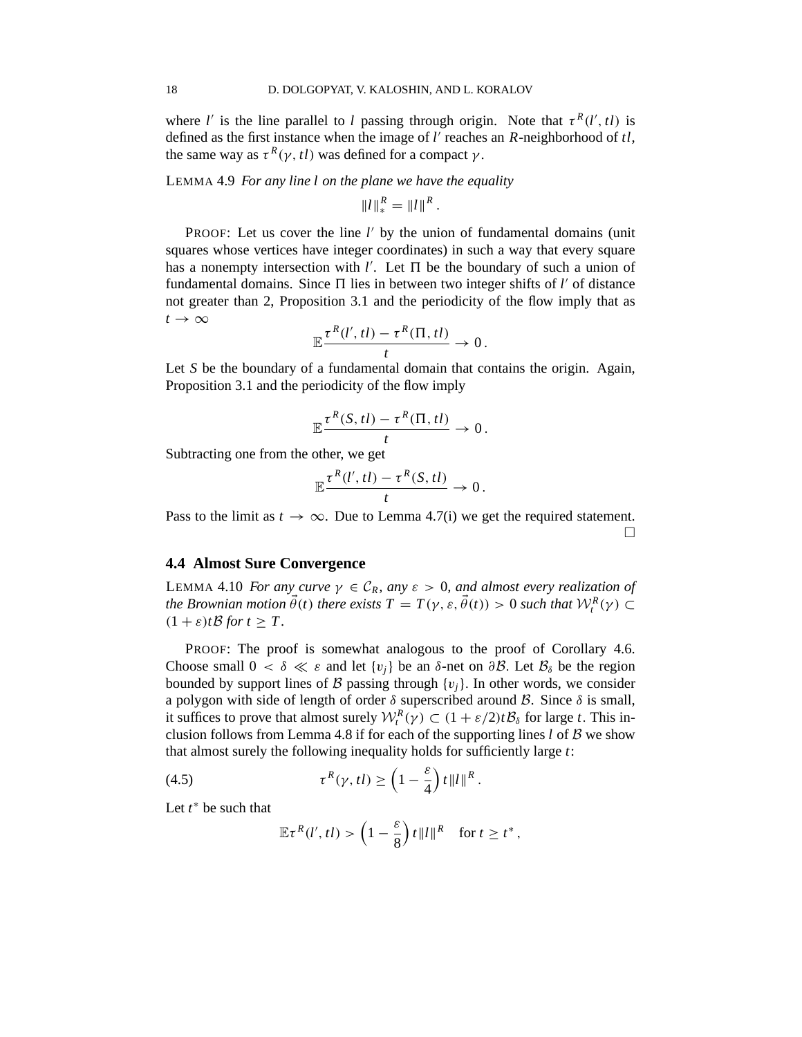where $l'$ is the line parallel to $l$ passing through origin. Note that $\tau^R(l', tl)$ is defined as the first instance when the image of $l'$ reaches an $R$-neighborhood of $tl$, the same way as $\tau^R(\gamma, tl)$ was defined for a compact $\gamma$.

LEMMA 4.9 *For any line $l$ on the plane we have the equality*

$$\|l\|_*^R = \|l\|^R .$$

PROOF: Let us cover the line $l'$ by the union of fundamental domains (unit squares whose vertices have integer coordinates) in such a way that every square has a nonempty intersection with $l'$. Let $\Pi$ be the boundary of such a union of fundamental domains. Since $\Pi$ lies in between two integer shifts of $l'$ of distance not greater than 2, Proposition 3.1 and the periodicity of the flow imply that as $t \to \infty$

$$\mathbb{E} \frac{\tau^R(l', tl) - \tau^R(\Pi, tl)}{t} \to 0 .$$

Let $S$ be the boundary of a fundamental domain that contains the origin. Again, Proposition 3.1 and the periodicity of the flow imply

$$\mathbb{E} \frac{\tau^R(S, tl) - \tau^R(\Pi, tl)}{t} \to 0 .$$

Subtracting one from the other, we get

$$\mathbb{E} \frac{\tau^R(l', tl) - \tau^R(S, tl)}{t} \to 0 .$$

Pass to the limit as $t \to \infty$. Due to Lemma 4.7(i) we get the required statement. □

## 4.4 Almost Sure Convergence

LEMMA 4.10 *For any curve $\gamma \in \mathcal{C}_R$, any $\varepsilon > 0$, and almost every realization of the Brownian motion $\vec{\theta}(t)$ there exists $T = T(\gamma, \varepsilon, \vec{\theta}(t)) > 0$ such that $\mathcal{W}_t^R(\gamma) \subset (1+\varepsilon)t\mathcal{B}$ for $t \geq T$.*

PROOF: The proof is somewhat analogous to the proof of Corollary 4.6. Choose small $0 < \delta \ll \varepsilon$ and let $\{v_j\}$ be an $\delta$-net on $\partial\mathcal{B}$. Let $\mathcal{B}_\delta$ be the region bounded by support lines of $\mathcal{B}$ passing through $\{v_j\}$. In other words, we consider a polygon with side of length of order $\delta$ superscribed around $\mathcal{B}$. Since $\delta$ is small, it suffices to prove that almost surely $\mathcal{W}_t^R(\gamma) \subset (1+\varepsilon/2)t\mathcal{B}_\delta$ for large $t$. This inclusion follows from Lemma 4.8 if for each of the supporting lines $l$ of $\mathcal{B}$ we show that almost surely the following inequality holds for sufficiently large $t$:

$$\tau^R(\gamma, tl) \geq \left(1 - \frac{\varepsilon}{4}\right) t\|l\|^R . \tag{4.5}$$

Let $t^*$ be such that

$$\mathbb{E}\tau^R(l', tl) > \left(1 - \frac{\varepsilon}{8}\right) t\|l\|^R \quad \text{for } t \geq t^* ,$$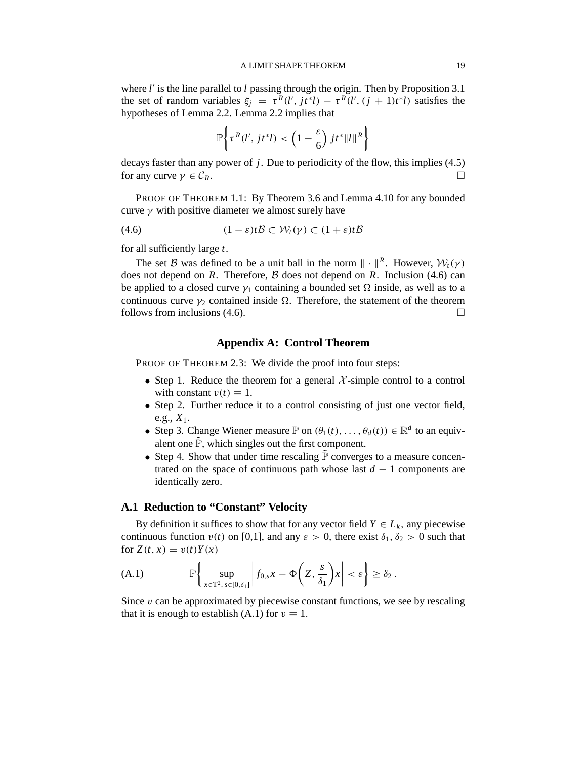where $l'$ is the line parallel to $l$ passing through the origin. Then by Proposition 3.1 the set of random variables $\xi_j = \tau^R(l', jt^*l) - \tau^R(l', (j+1)t^*l)$ satisfies the hypotheses of Lemma 2.2. Lemma 2.2 implies that

$$\mathbb{P}\left\{\tau^R(l', jt^*l) < \left(1 - \frac{\varepsilon}{6}\right) jt^*\|l\|^R\right\}$$

decays faster than any power of $j$. Due to periodicity of the flow, this implies (4.5) for any curve $\gamma \in \mathcal{C}_R$. $\square$

PROOF OF THEOREM 1.1: By Theorem 3.6 and Lemma 4.10 for any bounded curve $\gamma$ with positive diameter we almost surely have

$$(1-\varepsilon)t\mathcal{B} \subset \mathcal{W}_t(\gamma) \subset (1+\varepsilon)t\mathcal{B} \tag{4.6}$$

for all sufficiently large $t$.

The set $\mathcal{B}$ was defined to be a unit ball in the norm $\|\cdot\|^R$. However, $\mathcal{W}_t(\gamma)$ does not depend on $R$. Therefore, $\mathcal{B}$ does not depend on $R$. Inclusion (4.6) can be applied to a closed curve $\gamma_1$ containing a bounded set $\Omega$ inside, as well as to a continuous curve $\gamma_2$ contained inside $\Omega$. Therefore, the statement of the theorem follows from inclusions (4.6). $\square$

## Appendix A: Control Theorem

PROOF OF THEOREM 2.3: We divide the proof into four steps:

- Step 1. Reduce the theorem for a general $\mathcal{X}$-simple control to a control with constant $v(t) \equiv 1$.
- Step 2. Further reduce it to a control consisting of just one vector field, e.g., $X_1$.
- Step 3. Change Wiener measure $\mathbb{P}$ on $(\theta_1(t), \dots, \theta_d(t)) \in \mathbb{R}^d$ to an equivalent one $\tilde{\mathbb{P}}$, which singles out the first component.
- Step 4. Show that under time rescaling $\tilde{\mathbb{P}}$ converges to a measure concentrated on the space of continuous path whose last $d-1$ components are identically zero.

### A.1 Reduction to "Constant" Velocity

By definition it suffices to show that for any vector field $Y \in L_k$, any piecewise continuous function $v(t)$ on [0,1], and any $\varepsilon > 0$, there exist $\delta_1, \delta_2 > 0$ such that for $Z(t,x) = v(t)Y(x)$

$$\mathbb{P}\left\{\sup_{x\in\mathbb{T}^2,\, s\in[0,\delta_1]} \left| f_{0,s}x - \Phi\left(Z, \frac{s}{\delta_1}\right)x \right| < \varepsilon\right\} \geq \delta_2 \,. \tag{A.1}$$

Since $v$ can be approximated by piecewise constant functions, we see by rescaling that it is enough to establish (A.1) for $v \equiv 1$.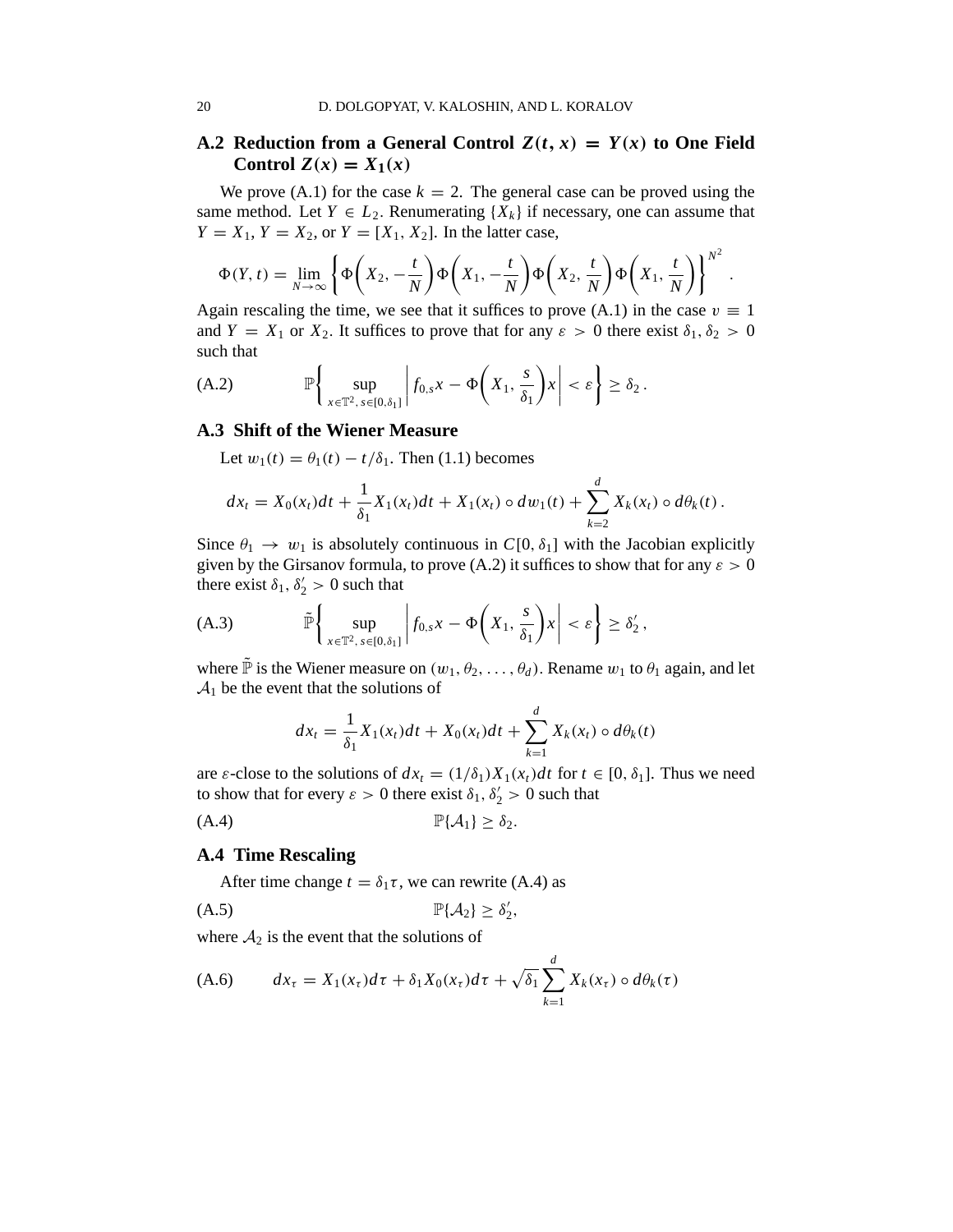### A.2 Reduction from a General Control $Z(t, x) = Y(x)$ to One Field Control $Z(x) = X_1(x)$

We prove (A.1) for the case $k = 2$. The general case can be proved using the same method. Let $Y \in L_2$. Renumerating $\{X_k\}$ if necessary, one can assume that $Y = X_1$, $Y = X_2$, or $Y = [X_1, X_2]$. In the latter case,

$$\Phi(Y, t) = \lim_{N \to \infty} \left\{ \Phi\left(X_2, -\frac{t}{N}\right) \Phi\left(X_1, -\frac{t}{N}\right) \Phi\left(X_2, \frac{t}{N}\right) \Phi\left(X_1, \frac{t}{N}\right) \right\}^{N^2} .$$

Again rescaling the time, we see that it suffices to prove (A.1) in the case $v \equiv 1$ and $Y = X_1$ or $X_2$. It suffices to prove that for any $\varepsilon > 0$ there exist $\delta_1, \delta_2 > 0$ such that

$$\mathbb{P}\left\{ \sup_{x \in \mathbb{T}^2,\, s \in [0, \delta_1]} \left| f_{0,s} x - \Phi\left(X_1, \frac{s}{\delta_1}\right) x \right| < \varepsilon \right\} \geq \delta_2 . \tag{A.2}$$

### A.3 Shift of the Wiener Measure

Let $w_1(t) = \theta_1(t) - t/\delta_1$. Then (1.1) becomes

$$dx_t = X_0(x_t)dt + \frac{1}{\delta_1} X_1(x_t)dt + X_1(x_t) \circ dw_1(t) + \sum_{k=2}^{d} X_k(x_t) \circ d\theta_k(t) .$$

Since $\theta_1 \to w_1$ is absolutely continuous in $C[0, \delta_1]$ with the Jacobian explicitly given by the Girsanov formula, to prove (A.2) it suffices to show that for any $\varepsilon > 0$ there exist $\delta_1, \delta_2' > 0$ such that

$$\tilde{\mathbb{P}}\left\{ \sup_{x \in \mathbb{T}^2,\, s \in [0, \delta_1]} \left| f_{0,s} x - \Phi\left(X_1, \frac{s}{\delta_1}\right) x \right| < \varepsilon \right\} \geq \delta_2' , \tag{A.3}$$

where $\tilde{\mathbb{P}}$ is the Wiener measure on $(w_1, \theta_2, \dots, \theta_d)$. Rename $w_1$ to $\theta_1$ again, and let $\mathcal{A}_1$ be the event that the solutions of

$$dx_t = \frac{1}{\delta_1} X_1(x_t)dt + X_0(x_t)dt + \sum_{k=1}^{d} X_k(x_t) \circ d\theta_k(t)$$

are $\varepsilon$-close to the solutions of $dx_t = (1/\delta_1) X_1(x_t)dt$ for $t \in [0, \delta_1]$. Thus we need to show that for every $\varepsilon > 0$ there exist $\delta_1, \delta_2' > 0$ such that

$$\mathbb{P}\{\mathcal{A}_1\} \geq \delta_2. \tag{A.4}$$

### A.4 Time Rescaling

After time change $t = \delta_1 \tau$, we can rewrite (A.4) as

$$\mathbb{P}\{\mathcal{A}_2\} \geq \delta_2', \tag{A.5}$$

where $\mathcal{A}_2$ is the event that the solutions of

$$dx_\tau = X_1(x_\tau)d\tau + \delta_1 X_0(x_\tau)d\tau + \sqrt{\delta_1} \sum_{k=1}^{d} X_k(x_\tau) \circ d\theta_k(\tau) \tag{A.6}$$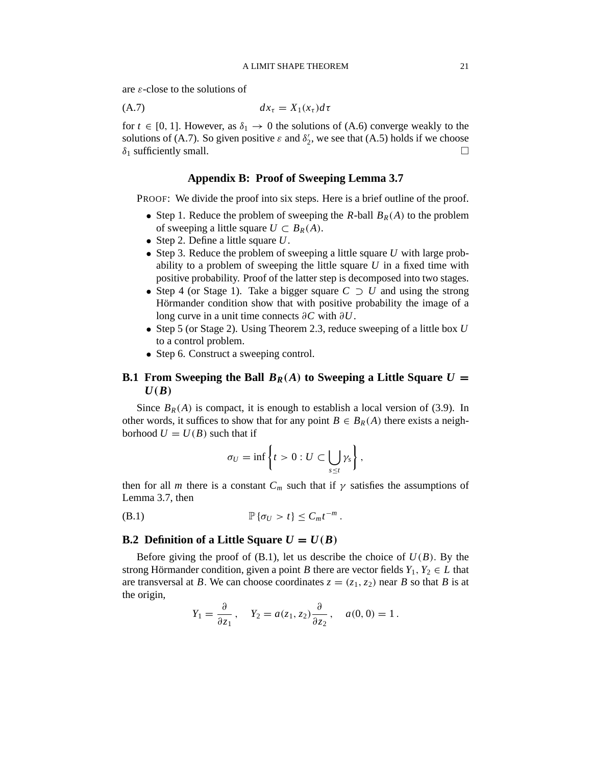are $\varepsilon$-close to the solutions of

$$dx_\tau = X_1(x_\tau)d\tau \tag{A.7}$$

for $t \in [0, 1]$. However, as $\delta_1 \to 0$ the solutions of (A.6) converge weakly to the solutions of (A.7). So given positive $\varepsilon$ and $\delta_2'$, we see that (A.5) holds if we choose $\delta_1$ sufficiently small. □

## Appendix B: Proof of Sweeping Lemma 3.7

PROOF: We divide the proof into six steps. Here is a brief outline of the proof.

- Step 1. Reduce the problem of sweeping the $R$-ball $B_R(A)$ to the problem of sweeping a little square $U \subset B_R(A)$.
- Step 2. Define a little square $U$.
- Step 3. Reduce the problem of sweeping a little square $U$ with large probability to a problem of sweeping the little square $U$ in a fixed time with positive probability. Proof of the latter step is decomposed into two stages.
- Step 4 (or Stage 1). Take a bigger square $C \supset U$ and using the strong Hörmander condition show that with positive probability the image of a long curve in a unit time connects $\partial C$ with $\partial U$.
- Step 5 (or Stage 2). Using Theorem 2.3, reduce sweeping of a little box $U$ to a control problem.
- Step 6. Construct a sweeping control.

### B.1 From Sweeping the Ball $B_R(A)$ to Sweeping a Little Square $U = U(B)$

Since $B_R(A)$ is compact, it is enough to establish a local version of (3.9). In other words, it suffices to show that for any point $B \in B_R(A)$ there exists a neighborhood $U = U(B)$ such that if

$$\sigma_U = \inf\left\{t > 0 : U \subset \bigcup_{s \le t} \gamma_s\right\},$$

then for all $m$ there is a constant $C_m$ such that if $\gamma$ satisfies the assumptions of Lemma 3.7, then

$$\mathbb{P}\{\sigma_U > t\} \le C_m t^{-m}. \tag{B.1}$$

### B.2 Definition of a Little Square $U = U(B)$

Before giving the proof of (B.1), let us describe the choice of $U(B)$. By the strong Hörmander condition, given a point $B$ there are vector fields $Y_1, Y_2 \in L$ that are transversal at $B$. We can choose coordinates $z = (z_1, z_2)$ near $B$ so that $B$ is at the origin,

$$Y_1 = \frac{\partial}{\partial z_1}, \quad Y_2 = a(z_1, z_2)\frac{\partial}{\partial z_2}, \quad a(0, 0) = 1.$$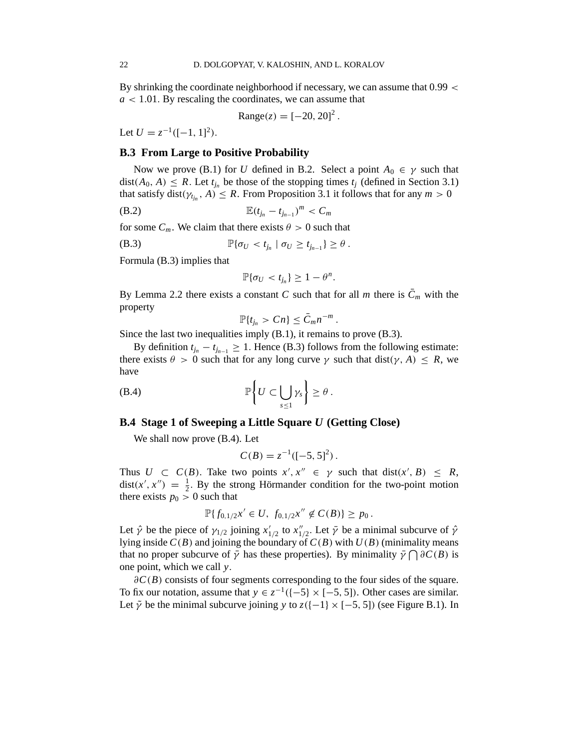By shrinking the coordinate neighborhood if necessary, we can assume that $0.99 < a < 1.01$. By rescaling the coordinates, we can assume that

$$\mathrm{Range}(z) = [-20, 20]^2 .$$

Let $U = z^{-1}([-1, 1]^2)$.

### B.3 From Large to Positive Probability

Now we prove (B.1) for $U$ defined in B.2. Select a point $A_0 \in \gamma$ such that $\mathrm{dist}(A_0, A) \leq R$. Let $t_{j_n}$ be those of the stopping times $t_j$ (defined in Section 3.1) that satisfy $\mathrm{dist}(\gamma_{t_{j_n}}, A) \leq R$. From Proposition 3.1 it follows that for any $m > 0$

$$\mathbb{E}(t_{j_n} - t_{j_{n-1}})^m < C_m \tag{B.2}$$

for some $C_m$. We claim that there exists $\theta > 0$ such that

$$\mathbb{P}\{\sigma_U < t_{j_n} \mid \sigma_U \geq t_{j_{n-1}}\} \geq \theta . \tag{B.3}$$

Formula (B.3) implies that

$$\mathbb{P}\{\sigma_U < t_{j_n}\} \geq 1 - \theta^n .$$

By Lemma 2.2 there exists a constant $C$ such that for all $m$ there is $\bar{C}_m$ with the property

$$\mathbb{P}\{t_{j_n} > Cn\} \leq \bar{C}_m n^{-m} .$$

Since the last two inequalities imply (B.1), it remains to prove (B.3).

By definition $t_{j_n} - t_{j_{n-1}} \geq 1$. Hence (B.3) follows from the following estimate: there exists $\theta > 0$ such that for any long curve $\gamma$ such that $\mathrm{dist}(\gamma, A) \leq R$, we have

$$\mathbb{P}\left\{ U \subset \bigcup_{s \leq 1} \gamma_s \right\} \geq \theta . \tag{B.4}$$

### B.4 Stage 1 of Sweeping a Little Square $U$ (Getting Close)

We shall now prove (B.4). Let

$$C(B) = z^{-1}([-5, 5]^2) .$$

Thus $U \subset C(B)$. Take two points $x', x'' \in \gamma$ such that $\mathrm{dist}(x', B) \leq R$, $\mathrm{dist}(x', x'') = \frac{1}{2}$. By the strong Hörmander condition for the two-point motion there exists $p_0 > 0$ such that

$$\mathbb{P}\{ f_{0,1/2}x' \in U,\ f_{0,1/2}x'' \notin C(B)\} \geq p_0 .$$

Let $\hat{\gamma}$ be the piece of $\gamma_{1/2}$ joining $x'_{1/2}$ to $x''_{1/2}$. Let $\bar{\gamma}$ be a minimal subcurve of $\hat{\gamma}$ lying inside $C(B)$ and joining the boundary of $C(B)$ with $U(B)$ (minimality means that no proper subcurve of $\bar{\gamma}$ has these properties). By minimality $\bar{\gamma} \bigcap \partial C(B)$ is one point, which we call $y$.

$\partial C(B)$ consists of four segments corresponding to the four sides of the square. To fix our notation, assume that $y \in z^{-1}(\{-5\} \times [-5, 5])$. Other cases are similar. Let $\tilde{\gamma}$ be the minimal subcurve joining $y$ to $z(\{-1\} \times [-5, 5])$ (see Figure B.1). In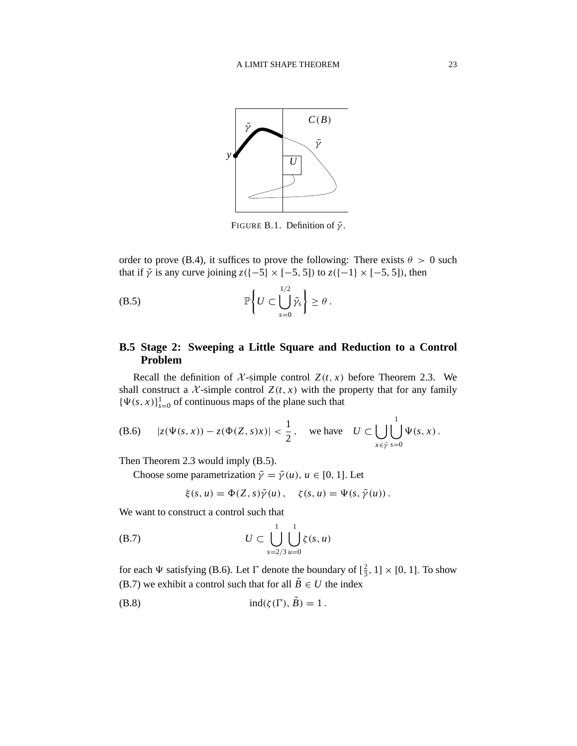FIGURE B.1. Definition of $\tilde{\gamma}$.

order to prove (B.4), it suffices to prove the following: There exists $\theta > 0$ such that if $\tilde{\gamma}$ is any curve joining $z(\{-5\} \times [-5, 5])$ to $z(\{-1\} \times [-5, 5])$, then

$$\mathbb{P}\left\{ U \subset \bigcup_{s=0}^{1/2} \tilde{\gamma}_s \right\} \geq \theta \,. \tag{B.5}$$

## B.5 Stage 2: Sweeping a Little Square and Reduction to a Control Problem

Recall the definition of $\mathcal{X}$-simple control $Z(t, x)$ before Theorem 2.3. We shall construct a $\mathcal{X}$-simple control $Z(t, x)$ with the property that for any family $\{\Psi(s, x)\}_{s=0}^{1}$ of continuous maps of the plane such that

$$|z(\Psi(s, x)) - z(\Phi(Z, s)x)| < \frac{1}{2}\,, \quad \text{we have} \quad U \subset \bigcup_{x \in \tilde{\gamma}} \bigcup_{s=0}^{1} \Psi(s, x)\,. \tag{B.6}$$

Then Theorem 2.3 would imply (B.5).

Choose some parametrization $\tilde{\gamma} = \tilde{\gamma}(u)$, $u \in [0, 1]$. Let

$$\xi(s, u) = \Phi(Z, s)\tilde{\gamma}(u)\,, \quad \zeta(s, u) = \Psi(s, \tilde{\gamma}(u))\,.$$

We want to construct a control such that

$$U \subset \bigcup_{s=2/3}^{1} \bigcup_{u=0}^{1} \zeta(s, u) \tag{B.7}$$

for each $\Psi$ satisfying (B.6). Let $\Gamma$ denote the boundary of $[\frac{2}{3}, 1] \times [0, 1]$. To show (B.7) we exhibit a control such that for all $\tilde{B} \in U$ the index

$$\operatorname{ind}(\zeta(\Gamma), \tilde{B}) = 1\,. \tag{B.8}$$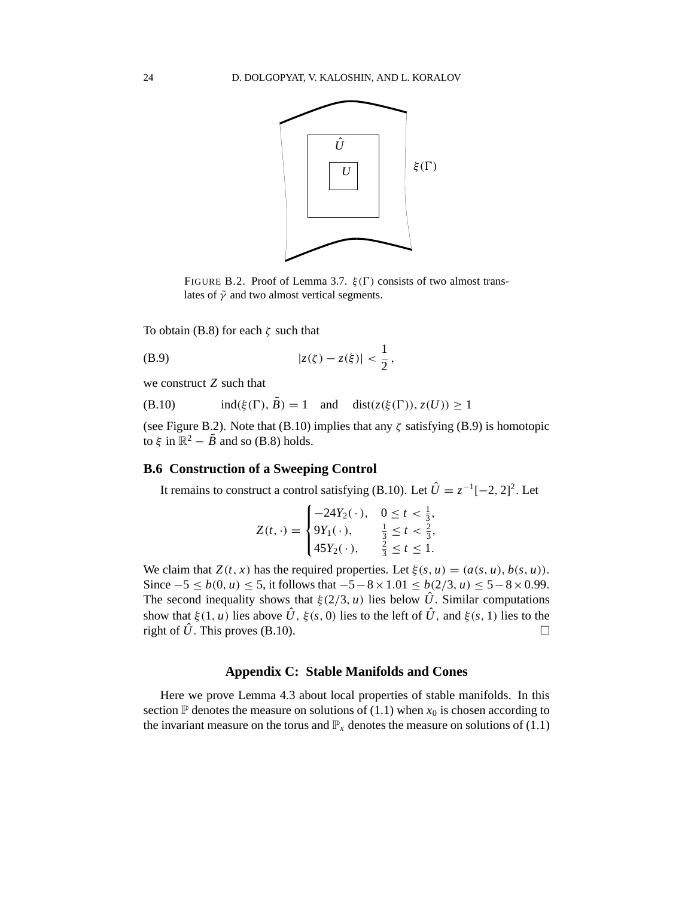FIGURE B.2. Proof of Lemma 3.7. $\xi(\Gamma)$ consists of two almost translates of $\tilde{\gamma}$ and two almost vertical segments.

To obtain (B.8) for each $\zeta$ such that

$$|z(\zeta) - z(\xi)| < \frac{1}{2}, \tag{B.9}$$

we construct $Z$ such that

$$\operatorname{ind}(\xi(\Gamma), \tilde{B}) = 1 \quad \text{and} \quad \operatorname{dist}(z(\xi(\Gamma)), z(U)) \geq 1 \tag{B.10}$$

(see Figure B.2). Note that (B.10) implies that any $\zeta$ satisfying (B.9) is homotopic to $\xi$ in $\mathbb{R}^2 - \tilde{B}$ and so (B.8) holds.

### B.6 Construction of a Sweeping Control

It remains to construct a control satisfying (B.10). Let $\hat{U} = z^{-1}[-2, 2]^2$. Let

$$Z(t, \cdot) = \begin{cases} -24Y_2(\cdot), & 0 \leq t < \frac{1}{3}, \\ 9Y_1(\cdot), & \frac{1}{3} \leq t < \frac{2}{3}, \\ 45Y_2(\cdot), & \frac{2}{3} \leq t \leq 1. \end{cases}$$

We claim that $Z(t, x)$ has the required properties. Let $\xi(s, u) = (a(s, u), b(s, u))$. Since $-5 \leq b(0, u) \leq 5$, it follows that $-5 - 8 \times 1.01 \leq b(2/3, u) \leq 5 - 8 \times 0.99$. The second inequality shows that $\xi(2/3, u)$ lies below $\hat{U}$. Similar computations show that $\xi(1, u)$ lies above $\hat{U}$, $\xi(s, 0)$ lies to the left of $\hat{U}$, and $\xi(s, 1)$ lies to the right of $\hat{U}$. This proves (B.10). □

## Appendix C: Stable Manifolds and Cones

Here we prove Lemma 4.3 about local properties of stable manifolds. In this section $\mathbb{P}$ denotes the measure on solutions of (1.1) when $x_0$ is chosen according to the invariant measure on the torus and $\mathbb{P}_x$ denotes the measure on solutions of (1.1)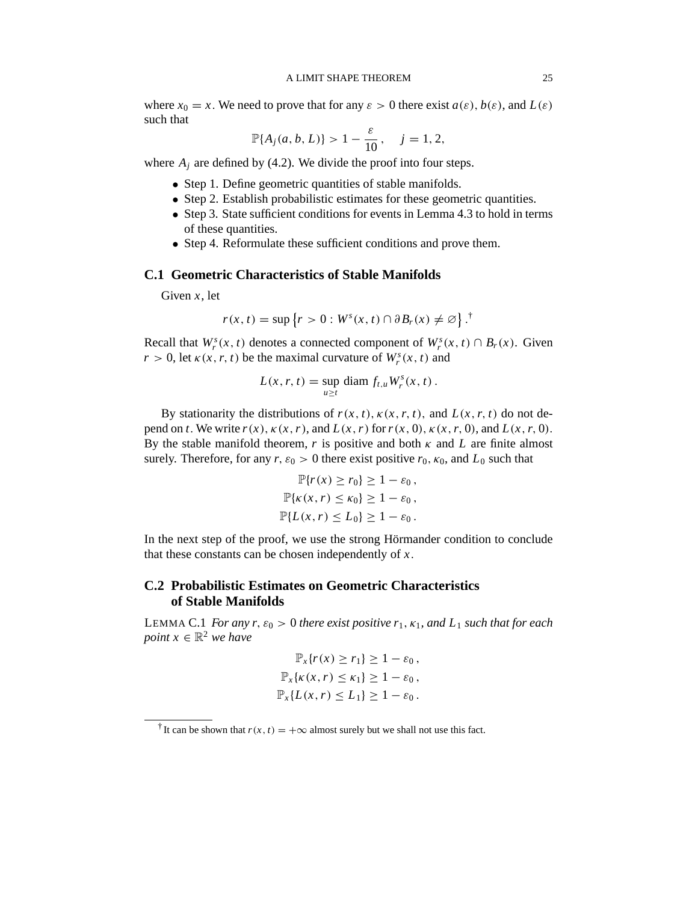where $x_0 = x$. We need to prove that for any $\varepsilon > 0$ there exist $a(\varepsilon)$, $b(\varepsilon)$, and $L(\varepsilon)$ such that

$$\mathbb{P}\{A_j(a, b, L)\} > 1 - \frac{\varepsilon}{10}, \quad j = 1, 2,$$

where $A_j$ are defined by (4.2). We divide the proof into four steps.

- Step 1. Define geometric quantities of stable manifolds.
- Step 2. Establish probabilistic estimates for these geometric quantities.
- Step 3. State sufficient conditions for events in Lemma 4.3 to hold in terms of these quantities.
- Step 4. Reformulate these sufficient conditions and prove them.

## C.1 Geometric Characteristics of Stable Manifolds

Given $x$, let

$$r(x, t) = \sup\left\{r > 0 : W^s(x, t) \cap \partial B_r(x) \neq \varnothing\right\}.^{\dagger}$$

Recall that $W_r^s(x, t)$ denotes a connected component of $W_r^s(x, t) \cap B_r(x)$. Given $r > 0$, let $\kappa(x, r, t)$ be the maximal curvature of $W_r^s(x, t)$ and

$$L(x, r, t) = \sup_{u \geq t} \operatorname{diam} f_{t,u} W_r^s(x, t).$$

By stationarity the distributions of $r(x, t)$, $\kappa(x, r, t)$, and $L(x, r, t)$ do not depend on $t$. We write $r(x)$, $\kappa(x, r)$, and $L(x, r)$ for $r(x, 0)$, $\kappa(x, r, 0)$, and $L(x, r, 0)$. By the stable manifold theorem, $r$ is positive and both $\kappa$ and $L$ are finite almost surely. Therefore, for any $r$, $\varepsilon_0 > 0$ there exist positive $r_0$, $\kappa_0$, and $L_0$ such that

$$\mathbb{P}\{r(x) \geq r_0\} \geq 1 - \varepsilon_0,$$
$$\mathbb{P}\{\kappa(x, r) \leq \kappa_0\} \geq 1 - \varepsilon_0,$$
$$\mathbb{P}\{L(x, r) \leq L_0\} \geq 1 - \varepsilon_0.$$

In the next step of the proof, we use the strong Hörmander condition to conclude that these constants can be chosen independently of $x$.

## C.2 Probabilistic Estimates on Geometric Characteristics of Stable Manifolds

LEMMA C.1 *For any $r$, $\varepsilon_0 > 0$ there exist positive $r_1$, $\kappa_1$, and $L_1$ such that for each point $x \in \mathbb{R}^2$ we have*

$$\mathbb{P}_x\{r(x) \geq r_1\} \geq 1 - \varepsilon_0,$$
$$\mathbb{P}_x\{\kappa(x, r) \leq \kappa_1\} \geq 1 - \varepsilon_0,$$
$$\mathbb{P}_x\{L(x, r) \leq L_1\} \geq 1 - \varepsilon_0.$$

---

† It can be shown that $r(x, t) = +\infty$ almost surely but we shall not use this fact.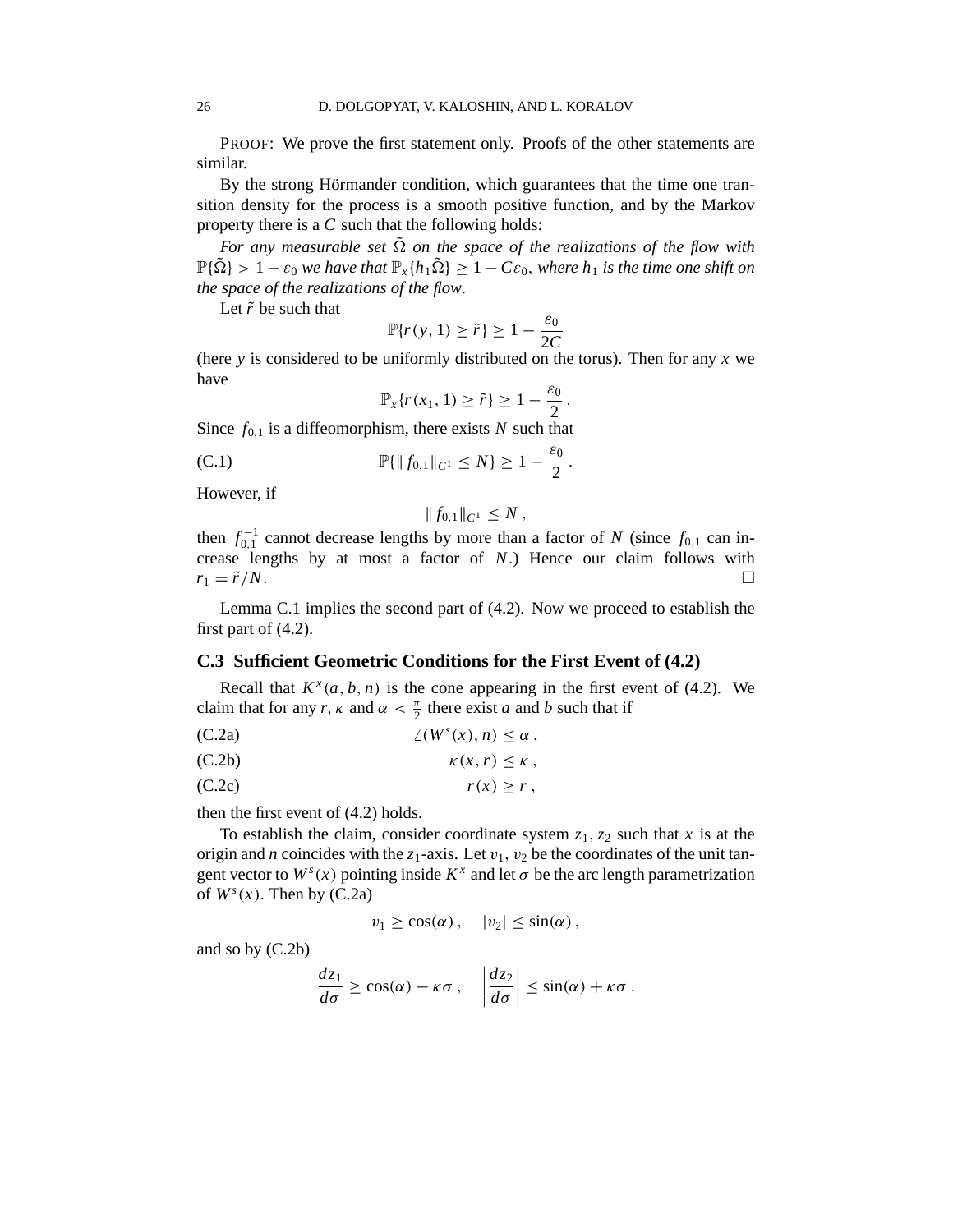PROOF: We prove the first statement only. Proofs of the other statements are similar.

By the strong Hörmander condition, which guarantees that the time one transition density for the process is a smooth positive function, and by the Markov property there is a $C$ such that the following holds:

*For any measurable set $\tilde{\Omega}$ on the space of the realizations of the flow with $\mathbb{P}\{\tilde{\Omega}\} > 1 - \varepsilon_0$ we have that $\mathbb{P}_x\{h_1\tilde{\Omega}\} \geq 1 - C\varepsilon_0$, where $h_1$ is the time one shift on the space of the realizations of the flow.*

Let $\tilde{r}$ be such that

$$\mathbb{P}\{r(y, 1) \geq \tilde{r}\} \geq 1 - \frac{\varepsilon_0}{2C}$$

(here $y$ is considered to be uniformly distributed on the torus). Then for any $x$ we have

$$\mathbb{P}_x\{r(x_1, 1) \geq \tilde{r}\} \geq 1 - \frac{\varepsilon_0}{2} .$$

Since $f_{0,1}$ is a diffeomorphism, there exists $N$ such that

$$\mathbb{P}\{\| f_{0,1}\|_{C^1} \leq N\} \geq 1 - \frac{\varepsilon_0}{2} . \tag{C.1}$$

However, if

$$\| f_{0,1}\|_{C^1} \leq N ,$$

then $f_{0,1}^{-1}$ cannot decrease lengths by more than a factor of $N$ (since $f_{0,1}$ can increase lengths by at most a factor of $N$.) Hence our claim follows with $r_1 = \tilde{r}/N$. □

Lemma C.1 implies the second part of (4.2). Now we proceed to establish the first part of (4.2).

### C.3 Sufficient Geometric Conditions for the First Event of (4.2)

Recall that $K^x(a, b, n)$ is the cone appearing in the first event of (4.2). We claim that for any $r$, $\kappa$ and $\alpha < \frac{\pi}{2}$ there exist $a$ and $b$ such that if

$$\angle(W^s(x), n) \leq \alpha , \tag{C.2a}$$

$$\kappa(x, r) \leq \kappa , \tag{C.2b}$$

$$r(x) \geq r , \tag{C.2c}$$

then the first event of (4.2) holds.

To establish the claim, consider coordinate system $z_1, z_2$ such that $x$ is at the origin and $n$ coincides with the $z_1$-axis. Let $v_1$, $v_2$ be the coordinates of the unit tangent vector to $W^s(x)$ pointing inside $K^x$ and let $\sigma$ be the arc length parametrization of $W^s(x)$. Then by (C.2a)

$$v_1 \geq \cos(\alpha) , \quad |v_2| \leq \sin(\alpha) ,$$

and so by (C.2b)

$$\frac{dz_1}{d\sigma} \geq \cos(\alpha) - \kappa\sigma , \quad \left|\frac{dz_2}{d\sigma}\right| \leq \sin(\alpha) + \kappa\sigma .$$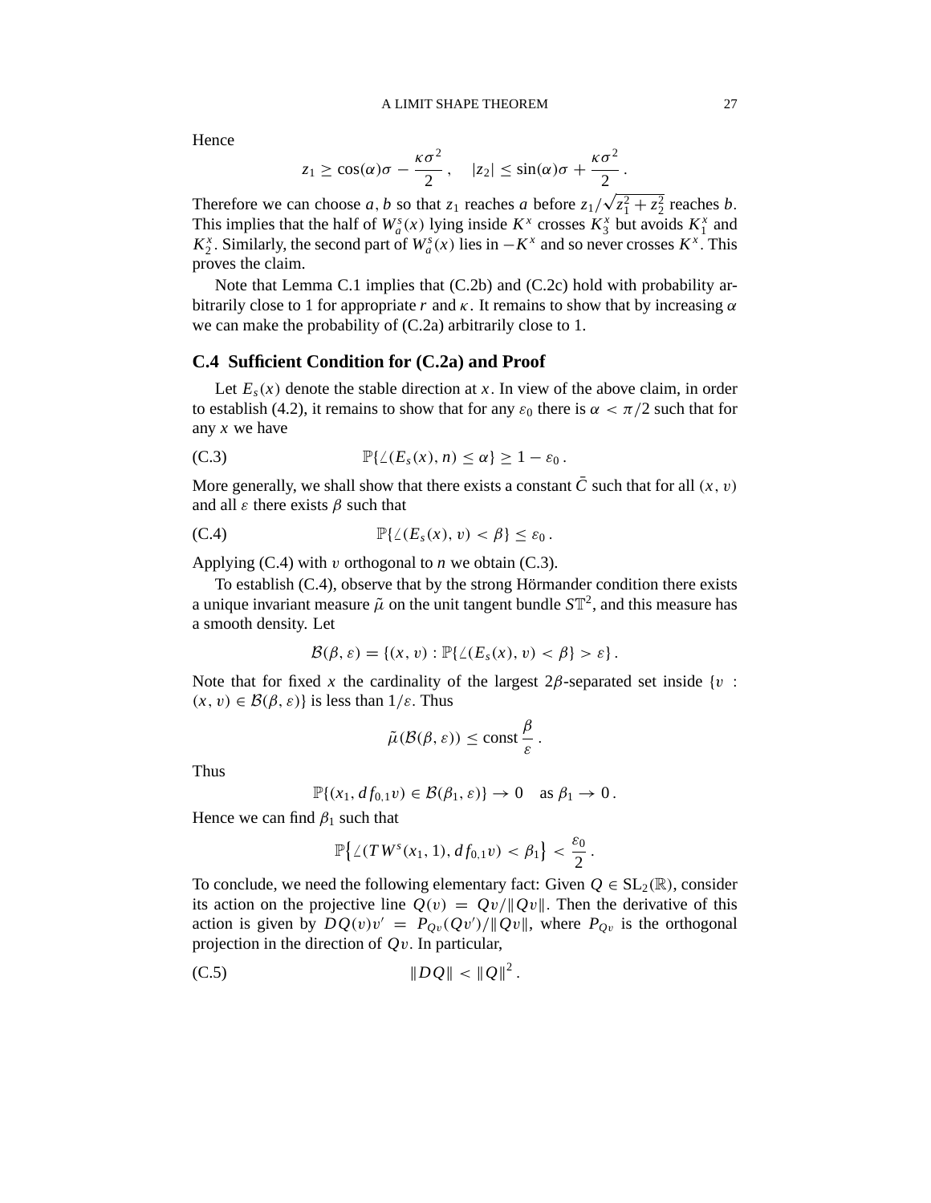Hence

$$z_1 \geq \cos(\alpha)\sigma - \frac{\kappa\sigma^2}{2}, \quad |z_2| \leq \sin(\alpha)\sigma + \frac{\kappa\sigma^2}{2}.$$

Therefore we can choose $a, b$ so that $z_1$ reaches $a$ before $z_1/\sqrt{z_1^2 + z_2^2}$ reaches $b$. This implies that the half of $W_a^s(x)$ lying inside $K^x$ crosses $K_3^x$ but avoids $K_1^x$ and $K_2^x$. Similarly, the second part of $W_a^s(x)$ lies in $-K^x$ and so never crosses $K^x$. This proves the claim.

Note that Lemma C.1 implies that (C.2b) and (C.2c) hold with probability arbitrarily close to 1 for appropriate $r$ and $\kappa$. It remains to show that by increasing $\alpha$ we can make the probability of (C.2a) arbitrarily close to 1.

## C.4 Sufficient Condition for (C.2a) and Proof

Let $E_s(x)$ denote the stable direction at $x$. In view of the above claim, in order to establish (4.2), it remains to show that for any $\varepsilon_0$ there is $\alpha < \pi/2$ such that for any $x$ we have

$$\mathbb{P}\{\angle(E_s(x), n) \leq \alpha\} \geq 1 - \varepsilon_0. \tag{C.3}$$

More generally, we shall show that there exists a constant $\bar{C}$ such that for all $(x, v)$ and all $\varepsilon$ there exists $\beta$ such that

$$\mathbb{P}\{\angle(E_s(x), v) < \beta\} \leq \varepsilon_0. \tag{C.4}$$

Applying (C.4) with $v$ orthogonal to $n$ we obtain (C.3).

To establish (C.4), observe that by the strong Hörmander condition there exists a unique invariant measure $\tilde{\mu}$ on the unit tangent bundle $S\mathbb{T}^2$, and this measure has a smooth density. Let

$$\mathcal{B}(\beta, \varepsilon) = \{(x, v) : \mathbb{P}\{\angle(E_s(x), v) < \beta\} > \varepsilon\}.$$

Note that for fixed $x$ the cardinality of the largest $2\beta$-separated set inside $\{v : (x, v) \in \mathcal{B}(\beta, \varepsilon)\}$ is less than $1/\varepsilon$. Thus

$$\tilde{\mu}(\mathcal{B}(\beta, \varepsilon)) \leq \text{const}\,\frac{\beta}{\varepsilon}.$$

Thus

$$\mathbb{P}\{(x_1, df_{0,1}v) \in \mathcal{B}(\beta_1, \varepsilon)\} \to 0 \quad \text{as } \beta_1 \to 0.$$

Hence we can find $\beta_1$ such that

$$\mathbb{P}\left\{\angle(TW^s(x_1, 1), df_{0,1}v) < \beta_1\right\} < \frac{\varepsilon_0}{2}.$$

To conclude, we need the following elementary fact: Given $Q \in \mathrm{SL}_2(\mathbb{R})$, consider its action on the projective line $Q(v) = Qv/\|Qv\|$. Then the derivative of this action is given by $DQ(v)v' = P_{Qv}(Qv')/\|Qv\|$, where $P_{Qv}$ is the orthogonal projection in the direction of $Qv$. In particular,

$$\|DQ\| < \|Q\|^2. \tag{C.5}$$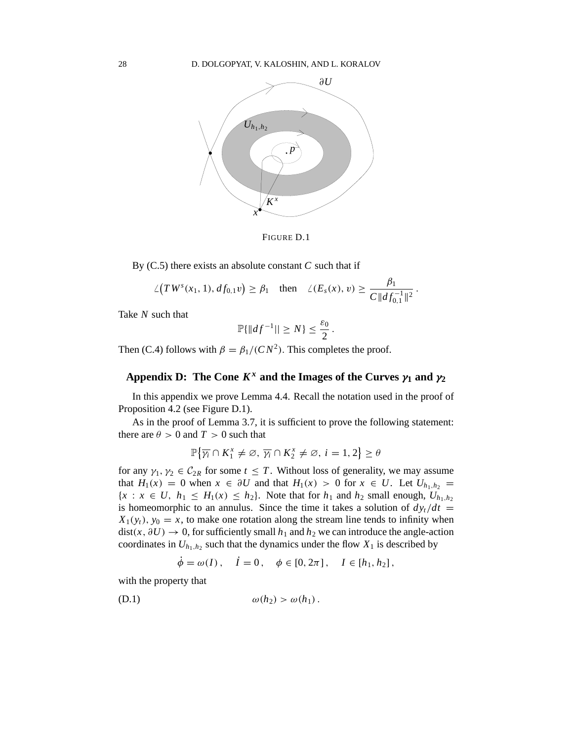FIGURE D.1

By (C.5) there exists an absolute constant $C$ such that if

$$\angle\big(TW^s(x_1, 1), df_{0,1}v\big) \geq \beta_1 \quad \text{then} \quad \angle(E_s(x), v) \geq \frac{\beta_1}{C\|df_{0,1}^{-1}\|^2} .$$

Take $N$ such that

$$\mathbb{P}\{\|df^{-1}\| \geq N\} \leq \frac{\varepsilon_0}{2} .$$

Then (C.4) follows with $\beta = \beta_1/(CN^2)$. This completes the proof.

## Appendix D: The Cone $K^x$ and the Images of the Curves $\gamma_1$ and $\gamma_2$

In this appendix we prove Lemma 4.4. Recall the notation used in the proof of Proposition 4.2 (see Figure D.1).

As in the proof of Lemma 3.7, it is sufficient to prove the following statement: there are $\theta > 0$ and $T > 0$ such that

$$\mathbb{P}\big\{\overline{\gamma_i} \cap K_1^x \neq \varnothing,\ \overline{\gamma_i} \cap K_2^x \neq \varnothing,\ i = 1, 2\big\} \geq \theta$$

for any $\gamma_1, \gamma_2 \in \mathcal{C}_{2R}$ for some $t \leq T$. Without loss of generality, we may assume that $H_1(x) = 0$ when $x \in \partial U$ and that $H_1(x) > 0$ for $x \in U$. Let $U_{h_1,h_2} = \{x : x \in U,\ h_1 \leq H_1(x) \leq h_2\}$. Note that for $h_1$ and $h_2$ small enough, $U_{h_1,h_2}$ is homeomorphic to an annulus. Since the time it takes a solution of $dy_t/dt = X_1(y_t)$, $y_0 = x$, to make one rotation along the stream line tends to infinity when $\text{dist}(x, \partial U) \to 0$, for sufficiently small $h_1$ and $h_2$ we can introduce the angle-action coordinates in $U_{h_1,h_2}$ such that the dynamics under the flow $X_1$ is described by

$$\dot{\phi} = \omega(I)\,, \quad \dot{I} = 0\,, \quad \phi \in [0, 2\pi]\,, \quad I \in [h_1, h_2]\,,$$

with the property that

$$\omega(h_2) > \omega(h_1)\,. \tag{D.1}$$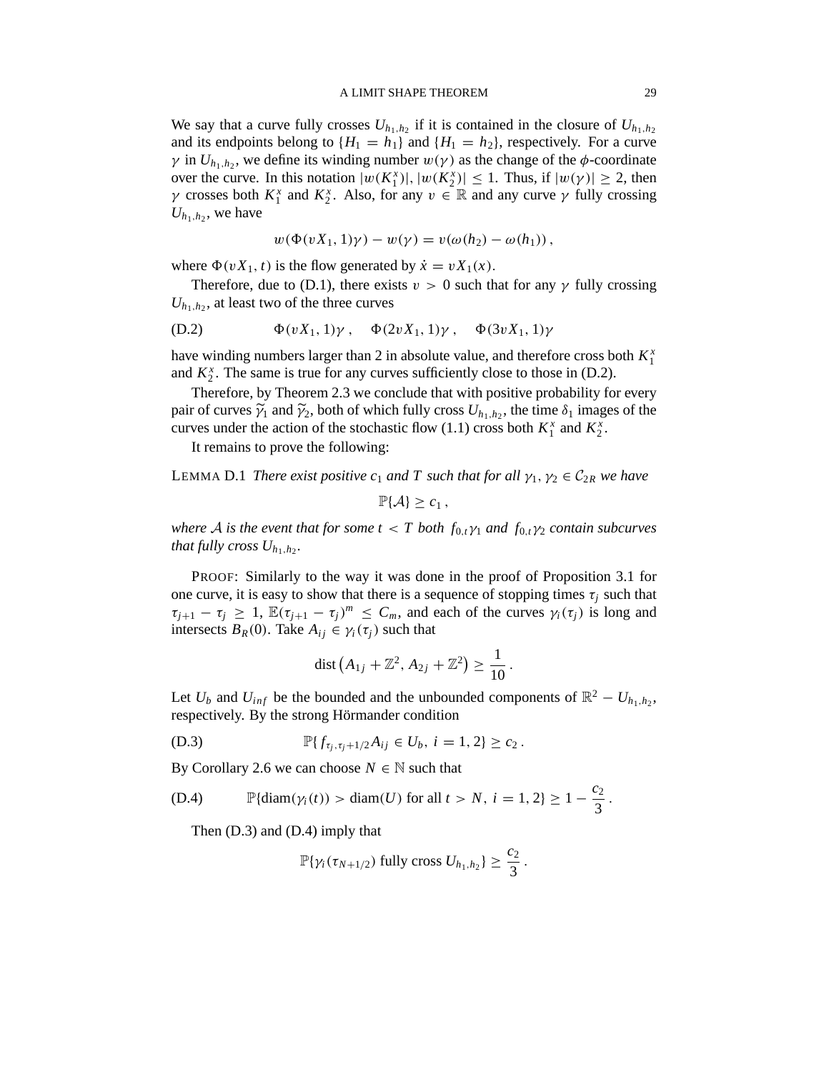We say that a curve fully crosses $U_{h_1,h_2}$ if it is contained in the closure of $U_{h_1,h_2}$ and its endpoints belong to $\{H_1 = h_1\}$ and $\{H_1 = h_2\}$, respectively. For a curve $\gamma$ in $U_{h_1,h_2}$, we define its winding number $w(\gamma)$ as the change of the $\phi$-coordinate over the curve. In this notation $|w(K_1^x)|, |w(K_2^x)| \leq 1$. Thus, if $|w(\gamma)| \geq 2$, then $\gamma$ crosses both $K_1^x$ and $K_2^x$. Also, for any $v \in \mathbb{R}$ and any curve $\gamma$ fully crossing $U_{h_1,h_2}$, we have

$$w(\Phi(vX_1, 1)\gamma) - w(\gamma) = v(\omega(h_2) - \omega(h_1)),$$

where $\Phi(vX_1, t)$ is the flow generated by $\dot{x} = vX_1(x)$.

Therefore, due to (D.1), there exists $v > 0$ such that for any $\gamma$ fully crossing $U_{h_1,h_2}$, at least two of the three curves

$$\Phi(vX_1, 1)\gamma\,, \quad \Phi(2vX_1, 1)\gamma\,, \quad \Phi(3vX_1, 1)\gamma \tag{D.2}$$

have winding numbers larger than 2 in absolute value, and therefore cross both $K_1^x$ and $K_2^x$. The same is true for any curves sufficiently close to those in (D.2).

Therefore, by Theorem 2.3 we conclude that with positive probability for every pair of curves $\widetilde{\gamma}_1$ and $\widetilde{\gamma}_2$, both of which fully cross $U_{h_1,h_2}$, the time $\delta_1$ images of the curves under the action of the stochastic flow (1.1) cross both $K_1^x$ and $K_2^x$.

It remains to prove the following:

LEMMA D.1 *There exist positive $c_1$ and $T$ such that for all $\gamma_1, \gamma_2 \in \mathcal{C}_{2R}$ we have*

$$\mathbb{P}\{\mathcal{A}\} \geq c_1\,,$$

*where $\mathcal{A}$ is the event that for some $t < T$ both $f_{0,t}\gamma_1$ and $f_{0,t}\gamma_2$ contain subcurves that fully cross $U_{h_1,h_2}$.*

PROOF: Similarly to the way it was done in the proof of Proposition 3.1 for one curve, it is easy to show that there is a sequence of stopping times $\tau_j$ such that $\tau_{j+1} - \tau_j \geq 1$, $\mathbb{E}(\tau_{j+1} - \tau_j)^m \leq C_m$, and each of the curves $\gamma_i(\tau_j)$ is long and intersects $B_R(0)$. Take $A_{ij} \in \gamma_i(\tau_j)$ such that

$$\operatorname{dist}\left(A_{1j} + \mathbb{Z}^2, A_{2j} + \mathbb{Z}^2\right) \geq \frac{1}{10}\,.$$

Let $U_b$ and $U_{inf}$ be the bounded and the unbounded components of $\mathbb{R}^2 - U_{h_1,h_2}$, respectively. By the strong Hörmander condition

$$\mathbb{P}\{f_{\tau_j,\tau_j+1/2}A_{ij} \in U_b,\ i = 1, 2\} \geq c_2\,. \tag{D.3}$$

By Corollary 2.6 we can choose $N \in \mathbb{N}$ such that

$$\mathbb{P}\{\operatorname{diam}(\gamma_i(t)) > \operatorname{diam}(U) \text{ for all } t > N,\ i = 1, 2\} \geq 1 - \frac{c_2}{3}\,. \tag{D.4}$$

Then (D.3) and (D.4) imply that

$$\mathbb{P}\{\gamma_i(\tau_{N+1/2}) \text{ fully cross } U_{h_1,h_2}\} \geq \frac{c_2}{3}\,.$$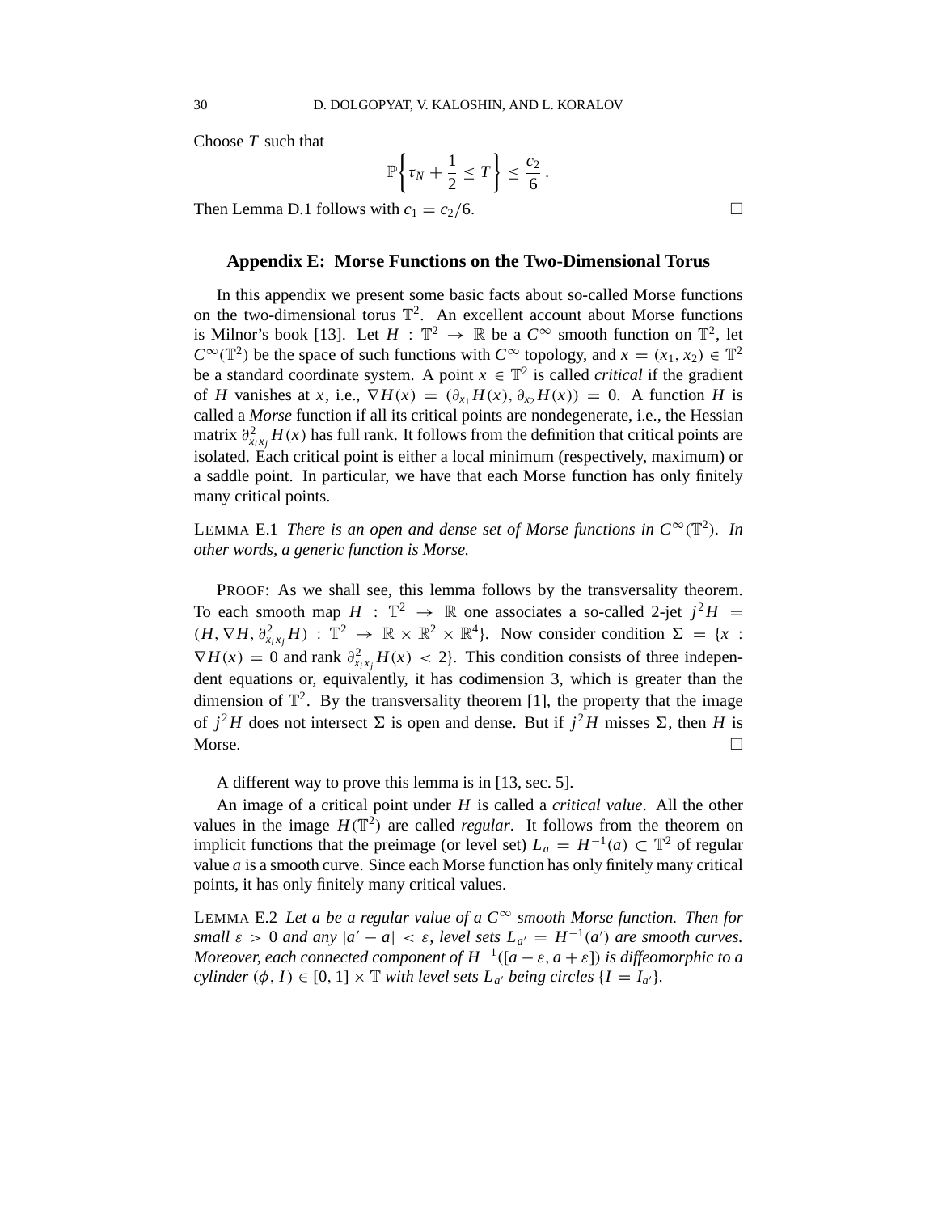Choose $T$ such that

$$\mathbb{P}\left\{\tau_N + \frac{1}{2} \le T\right\} \le \frac{c_2}{6}.$$

Then Lemma D.1 follows with $c_1 = c_2/6$. □

## Appendix E: Morse Functions on the Two-Dimensional Torus

In this appendix we present some basic facts about so-called Morse functions on the two-dimensional torus $\mathbb{T}^2$. An excellent account about Morse functions is Milnor's book [13]. Let $H : \mathbb{T}^2 \to \mathbb{R}$ be a $C^\infty$ smooth function on $\mathbb{T}^2$, let $C^\infty(\mathbb{T}^2)$ be the space of such functions with $C^\infty$ topology, and $x = (x_1, x_2) \in \mathbb{T}^2$ be a standard coordinate system. A point $x \in \mathbb{T}^2$ is called *critical* if the gradient of $H$ vanishes at $x$, i.e., $\nabla H(x) = (\partial_{x_1} H(x), \partial_{x_2} H(x)) = 0$. A function $H$ is called a *Morse* function if all its critical points are nondegenerate, i.e., the Hessian matrix $\partial^2_{x_i x_j} H(x)$ has full rank. It follows from the definition that critical points are isolated. Each critical point is either a local minimum (respectively, maximum) or a saddle point. In particular, we have that each Morse function has only finitely many critical points.

LEMMA E.1 *There is an open and dense set of Morse functions in $C^\infty(\mathbb{T}^2)$. In other words, a generic function is Morse.*

PROOF: As we shall see, this lemma follows by the transversality theorem. To each smooth map $H : \mathbb{T}^2 \to \mathbb{R}$ one associates a so-called 2-jet $j^2 H = (H, \nabla H, \partial^2_{x_i x_j} H) : \mathbb{T}^2 \to \mathbb{R} \times \mathbb{R}^2 \times \mathbb{R}^4\}$. Now consider condition $\Sigma = \{x : \nabla H(x) = 0$ and rank $\partial^2_{x_i x_j} H(x) < 2\}$. This condition consists of three independent equations or, equivalently, it has codimension 3, which is greater than the dimension of $\mathbb{T}^2$. By the transversality theorem [1], the property that the image of $j^2 H$ does not intersect $\Sigma$ is open and dense. But if $j^2 H$ misses $\Sigma$, then $H$ is Morse. □

A different way to prove this lemma is in [13, sec. 5].

An image of a critical point under $H$ is called a *critical value*. All the other values in the image $H(\mathbb{T}^2)$ are called *regular*. It follows from the theorem on implicit functions that the preimage (or level set) $L_a = H^{-1}(a) \subset \mathbb{T}^2$ of regular value $a$ is a smooth curve. Since each Morse function has only finitely many critical points, it has only finitely many critical values.

LEMMA E.2 *Let $a$ be a regular value of a $C^\infty$ smooth Morse function. Then for small $\varepsilon > 0$ and any $|a' - a| < \varepsilon$, level sets $L_{a'} = H^{-1}(a')$ are smooth curves. Moreover, each connected component of $H^{-1}([a - \varepsilon, a + \varepsilon])$ is diffeomorphic to a cylinder $(\phi, I) \in [0, 1] \times \mathbb{T}$ with level sets $L_{a'}$ being circles $\{I = I_{a'}\}$.*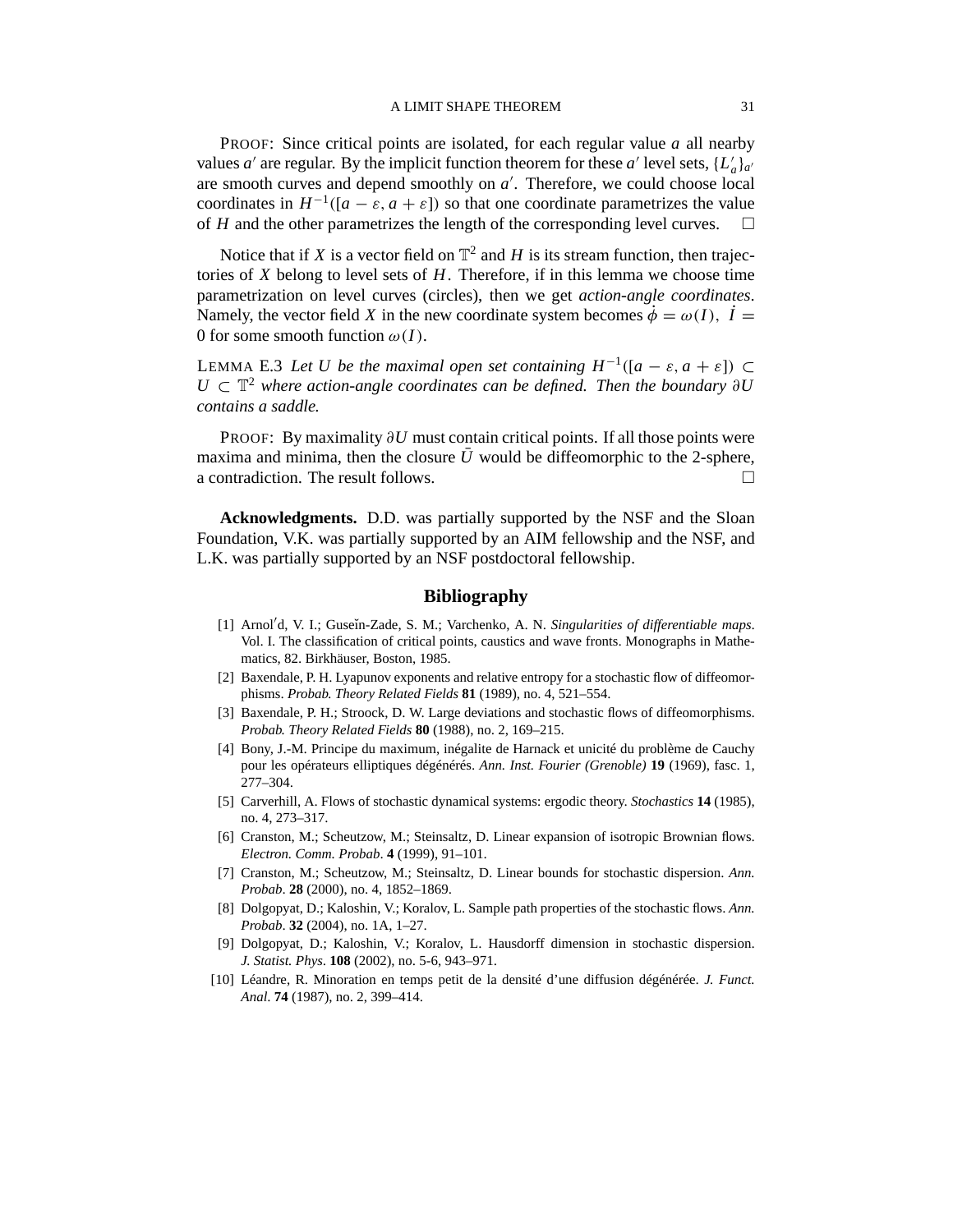PROOF: Since critical points are isolated, for each regular value $a$ all nearby values $a'$ are regular. By the implicit function theorem for these $a'$ level sets, $\{L'_a\}_{a'}$ are smooth curves and depend smoothly on $a'$. Therefore, we could choose local coordinates in $H^{-1}([a-\varepsilon, a+\varepsilon])$ so that one coordinate parametrizes the value of $H$ and the other parametrizes the length of the corresponding level curves. □

Notice that if $X$ is a vector field on $\mathbb{T}^2$ and $H$ is its stream function, then trajectories of $X$ belong to level sets of $H$. Therefore, if in this lemma we choose time parametrization on level curves (circles), then we get *action-angle coordinates*. Namely, the vector field $X$ in the new coordinate system becomes $\dot{\phi} = \omega(I)$, $\dot{I} = 0$ for some smooth function $\omega(I)$.

LEMMA E.3 *Let $U$ be the maximal open set containing $H^{-1}([a-\varepsilon, a+\varepsilon]) \subset U \subset \mathbb{T}^2$ where action-angle coordinates can be defined. Then the boundary $\partial U$ contains a saddle.*

PROOF: By maximality $\partial U$ must contain critical points. If all those points were maxima and minima, then the closure $\bar{U}$ would be diffeomorphic to the 2-sphere, a contradiction. The result follows. □

**Acknowledgments.** D.D. was partially supported by the NSF and the Sloan Foundation, V.K. was partially supported by an AIM fellowship and the NSF, and L.K. was partially supported by an NSF postdoctoral fellowship.

## Bibliography

[1] Arnol′d, V. I.; Guseĭn-Zade, S. M.; Varchenko, A. N. *Singularities of differentiable maps*. Vol. I. The classification of critical points, caustics and wave fronts. Monographs in Mathematics, 82. Birkhäuser, Boston, 1985.

[2] Baxendale, P. H. Lyapunov exponents and relative entropy for a stochastic flow of diffeomorphisms. *Probab. Theory Related Fields* **81** (1989), no. 4, 521–554.

[3] Baxendale, P. H.; Stroock, D. W. Large deviations and stochastic flows of diffeomorphisms. *Probab. Theory Related Fields* **80** (1988), no. 2, 169–215.

[4] Bony, J.-M. Principe du maximum, inégalite de Harnack et unicité du problème de Cauchy pour les opérateurs elliptiques dégénérés. *Ann. Inst. Fourier (Grenoble)* **19** (1969), fasc. 1, 277–304.

[5] Carverhill, A. Flows of stochastic dynamical systems: ergodic theory. *Stochastics* **14** (1985), no. 4, 273–317.

[6] Cranston, M.; Scheutzow, M.; Steinsaltz, D. Linear expansion of isotropic Brownian flows. *Electron. Comm. Probab*. **4** (1999), 91–101.

[7] Cranston, M.; Scheutzow, M.; Steinsaltz, D. Linear bounds for stochastic dispersion. *Ann. Probab*. **28** (2000), no. 4, 1852–1869.

[8] Dolgopyat, D.; Kaloshin, V.; Koralov, L. Sample path properties of the stochastic flows. *Ann. Probab*. **32** (2004), no. 1A, 1–27.

[9] Dolgopyat, D.; Kaloshin, V.; Koralov, L. Hausdorff dimension in stochastic dispersion. *J. Statist. Phys*. **108** (2002), no. 5-6, 943–971.

[10] Léandre, R. Minoration en temps petit de la densité d'une diffusion dégénérée. *J. Funct. Anal.* **74** (1987), no. 2, 399–414.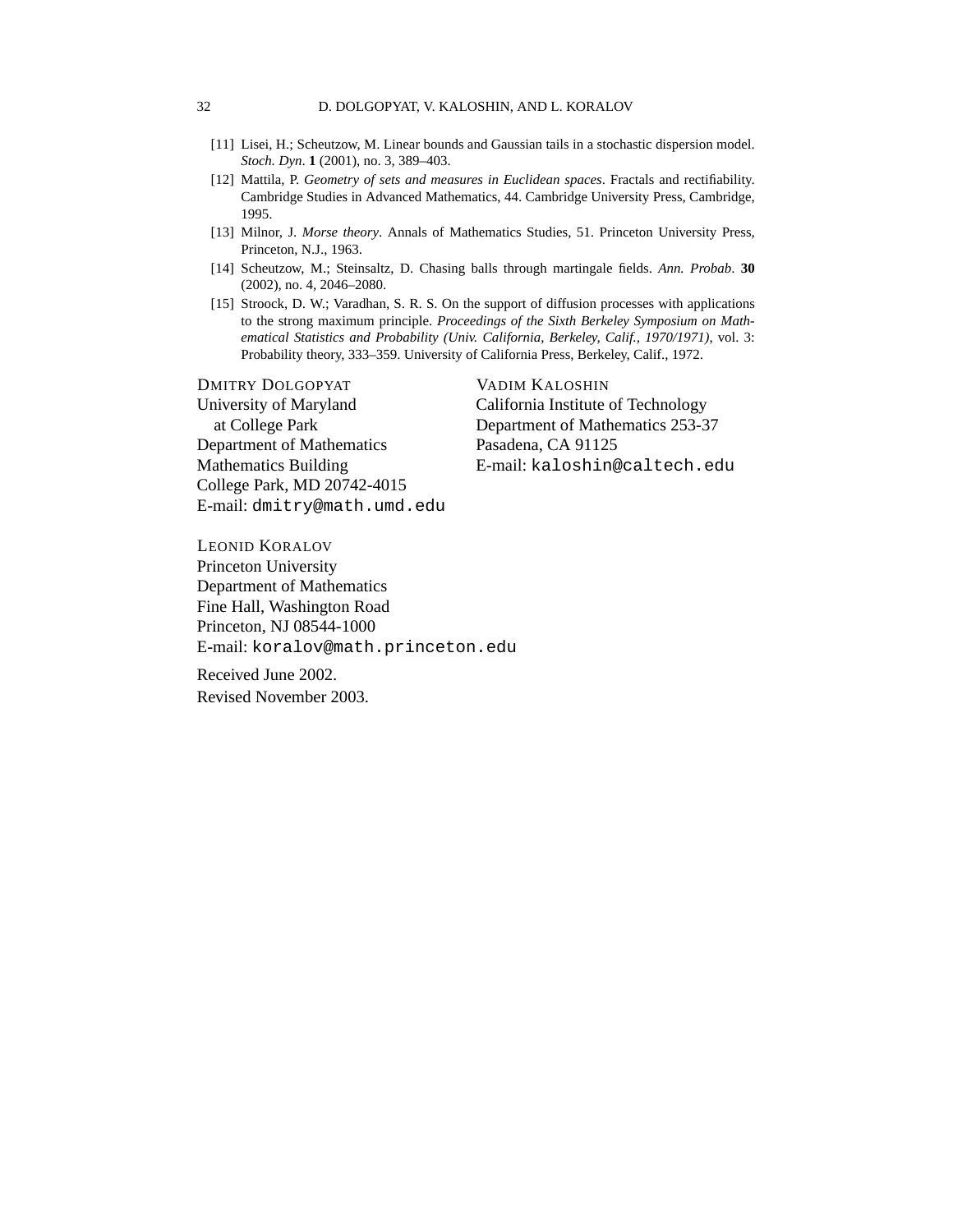[11] Lisei, H.; Scheutzow, M. Linear bounds and Gaussian tails in a stochastic dispersion model. *Stoch. Dyn*. **1** (2001), no. 3, 389–403.

[12] Mattila, P. *Geometry of sets and measures in Euclidean spaces*. Fractals and rectifiability. Cambridge Studies in Advanced Mathematics, 44. Cambridge University Press, Cambridge, 1995.

[13] Milnor, J. *Morse theory*. Annals of Mathematics Studies, 51. Princeton University Press, Princeton, N.J., 1963.

[14] Scheutzow, M.; Steinsaltz, D. Chasing balls through martingale fields. *Ann. Probab*. **30** (2002), no. 4, 2046–2080.

[15] Stroock, D. W.; Varadhan, S. R. S. On the support of diffusion processes with applications to the strong maximum principle. *Proceedings of the Sixth Berkeley Symposium on Mathematical Statistics and Probability (Univ. California, Berkeley, Calif., 1970/1971)*, vol. 3: Probability theory, 333–359. University of California Press, Berkeley, Calif., 1972.

DMITRY DOLGOPYAT
University of Maryland
at College Park
Department of Mathematics
Mathematics Building
College Park, MD 20742-4015
E-mail: dmitry@math.umd.edu

VADIM KALOSHIN
California Institute of Technology
Department of Mathematics 253-37
Pasadena, CA 91125
E-mail: kaloshin@caltech.edu

LEONID KORALOV
Princeton University
Department of Mathematics
Fine Hall, Washington Road
Princeton, NJ 08544-1000
E-mail: koralov@math.princeton.edu

Received June 2002.
Revised November 2003.